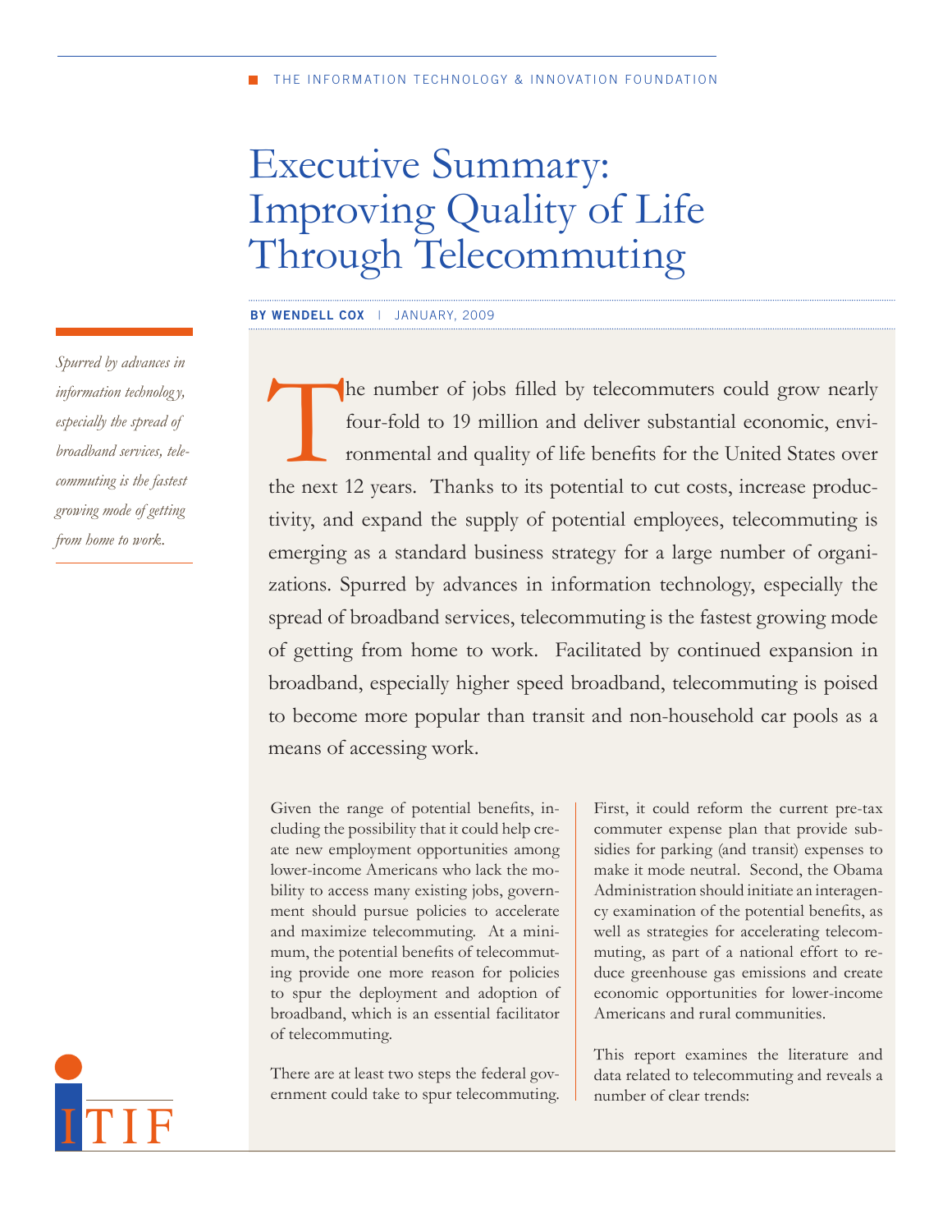THE INFORMATION TECHNOLOGY & INNOVATION FOUNDATION

# Executive Summary: Improving Quality of Life Through Telecommuting

**BY WENDELL COX** | JANUARY, 2009

*Spurred by advances in information technology, especially the spread of broadband services, telecommuting is the fastest growing mode of getting from home to work.*

The number of jobs filled by telecommuters could grow nearly four-fold to 19 million and deliver substantial economic, environmental and quality of life benefits for the United States over the next 12 years. Thanks to its potential to cut costs, increase productivity, and expand the supply of potential employees, telecommuting is emerging as a standard business strategy for a large number of organizations. Spurred by advances in information technology, especially the spread of broadband services, telecommuting is the fastest growing mode of getting from home to work. Facilitated by continued expansion in broadband, especially higher speed broadband, telecommuting is poised to become more popular than transit and non-household car pools as a means of accessing work.

Given the range of potential benefits, including the possibility that it could help create new employment opportunities among lower-income Americans who lack the mobility to access many existing jobs, government should pursue policies to accelerate and maximize telecommuting. At a minimum, the potential benefits of telecommuting provide one more reason for policies to spur the deployment and adoption of broadband, which is an essential facilitator of telecommuting.

There are at least two steps the federal government could take to spur telecommuting. First, it could reform the current pre-tax commuter expense plan that provide subsidies for parking (and transit) expenses to make it mode neutral. Second, the Obama Administration should initiate an interagency examination of the potential benefits, as well as strategies for accelerating telecommuting, as part of a national effort to reduce greenhouse gas emissions and create economic opportunities for lower-income Americans and rural communities.

This report examines the literature and data related to telecommuting and reveals a number of clear trends:

ITIF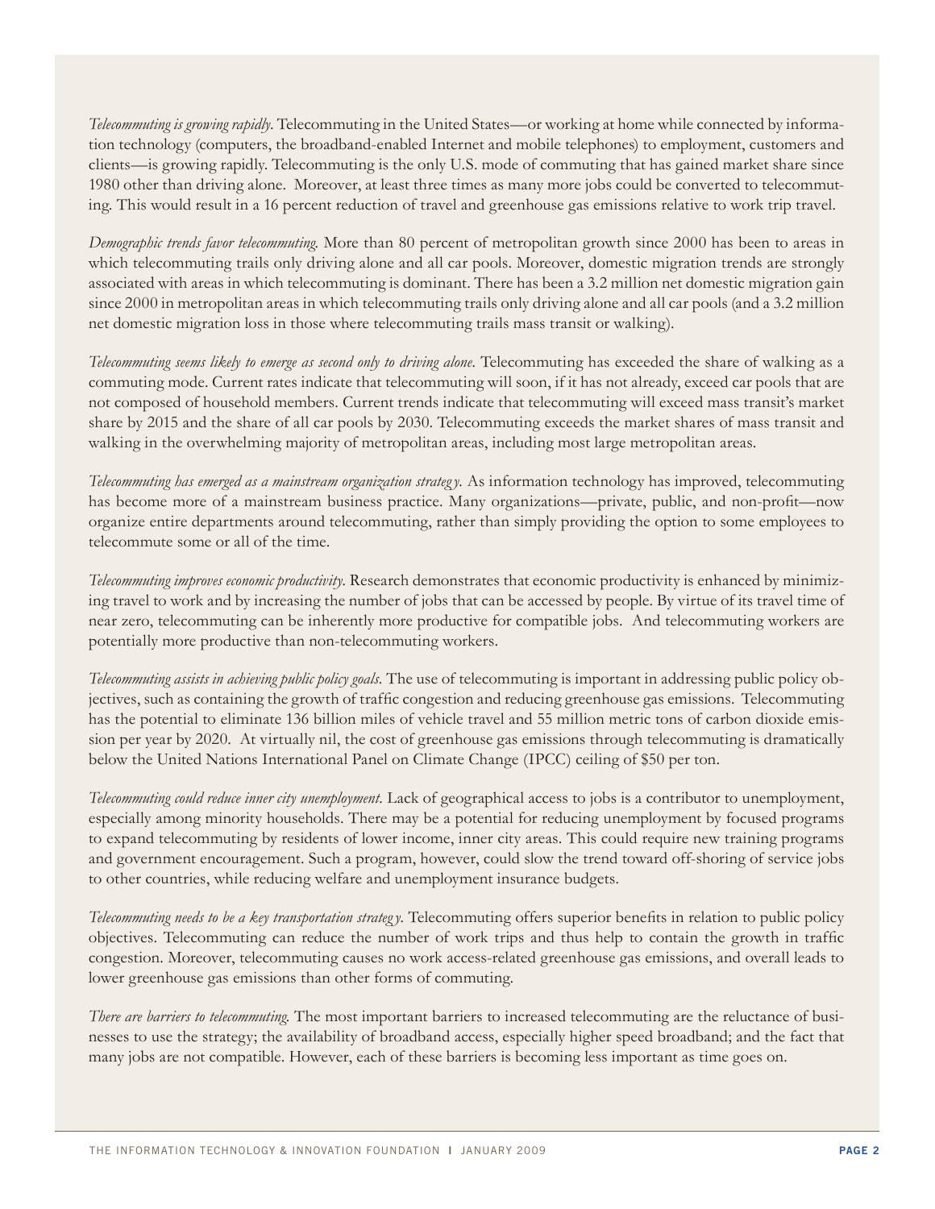*Telecommuting is growing rapidly.* Telecommuting in the United States—or working at home while connected by information technology (computers, the broadband-enabled Internet and mobile telephones) to employment, customers and clients—is growing rapidly. Telecommuting is the only U.S. mode of commuting that has gained market share since 1980 other than driving alone. Moreover, at least three times as many more jobs could be converted to telecommuting. This would result in a 16 percent reduction of travel and greenhouse gas emissions relative to work trip travel.

*Demographic trends favor telecommuting.* More than 80 percent of metropolitan growth since 2000 has been to areas in which telecommuting trails only driving alone and all car pools. Moreover, domestic migration trends are strongly associated with areas in which telecommuting is dominant. There has been a 3.2 million net domestic migration gain since 2000 in metropolitan areas in which telecommuting trails only driving alone and all car pools (and a 3.2 million net domestic migration loss in those where telecommuting trails mass transit or walking).

*Telecommuting seems likely to emerge as second only to driving alone.* Telecommuting has exceeded the share of walking as a commuting mode. Current rates indicate that telecommuting will soon, if it has not already, exceed car pools that are not composed of household members. Current trends indicate that telecommuting will exceed mass transit's market share by 2015 and the share of all car pools by 2030. Telecommuting exceeds the market shares of mass transit and walking in the overwhelming majority of metropolitan areas, including most large metropolitan areas.

*Telecommuting has emerged as a mainstream organization strategy.* As information technology has improved, telecommuting has become more of a mainstream business practice. Many organizations—private, public, and non-profit—now organize entire departments around telecommuting, rather than simply providing the option to some employees to telecommute some or all of the time.

*Telecommuting improves economic productivity.* Research demonstrates that economic productivity is enhanced by minimizing travel to work and by increasing the number of jobs that can be accessed by people. By virtue of its travel time of near zero, telecommuting can be inherently more productive for compatible jobs. And telecommuting workers are potentially more productive than non-telecommuting workers.

*Telecommuting assists in achieving public policy goals.* The use of telecommuting is important in addressing public policy objectives, such as containing the growth of traffic congestion and reducing greenhouse gas emissions. Telecommuting has the potential to eliminate 136 billion miles of vehicle travel and 55 million metric tons of carbon dioxide emission per year by 2020. At virtually nil, the cost of greenhouse gas emissions through telecommuting is dramatically below the United Nations International Panel on Climate Change (IPCC) ceiling of $50 per ton.

*Telecommuting could reduce inner city unemployment.* Lack of geographical access to jobs is a contributor to unemployment, especially among minority households. There may be a potential for reducing unemployment by focused programs to expand telecommuting by residents of lower income, inner city areas. This could require new training programs and government encouragement. Such a program, however, could slow the trend toward off-shoring of service jobs to other countries, while reducing welfare and unemployment insurance budgets.

*Telecommuting needs to be a key transportation strategy.* Telecommuting offers superior benefits in relation to public policy objectives. Telecommuting can reduce the number of work trips and thus help to contain the growth in traffic congestion. Moreover, telecommuting causes no work access-related greenhouse gas emissions, and overall leads to lower greenhouse gas emissions than other forms of commuting.

*There are barriers to telecommuting.* The most important barriers to increased telecommuting are the reluctance of businesses to use the strategy; the availability of broadband access, especially higher speed broadband; and the fact that many jobs are not compatible. However, each of these barriers is becoming less important as time goes on.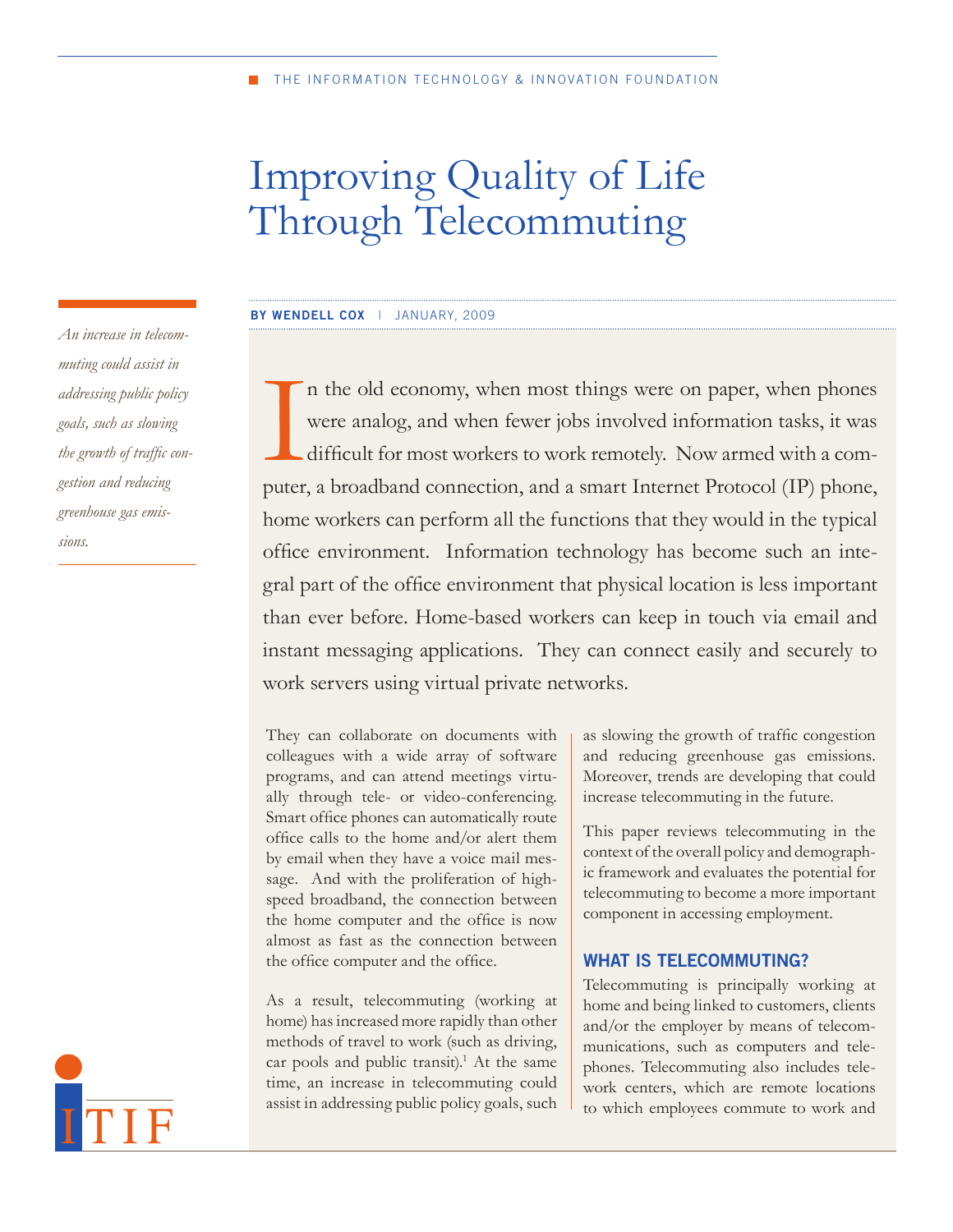# Improving Quality of Life Through Telecommuting

**BY WENDELL COX** | JANUARY, 2009

*An increase in telecommuting could assist in addressing public policy goals, such as slowing the growth of traffic congestion and reducing greenhouse gas emissions.*

In the old economy, when most things were on paper, when phones were analog, and when fewer jobs involved information tasks, it was difficult for most workers to work remotely. Now armed with a computer, a broadband connection, and a smart Internet Protocol (IP) phone, home workers can perform all the functions that they would in the typical office environment. Information technology has become such an integral part of the office environment that physical location is less important than ever before. Home-based workers can keep in touch via email and instant messaging applications. They can connect easily and securely to work servers using virtual private networks.

They can collaborate on documents with colleagues with a wide array of software programs, and can attend meetings virtually through tele- or video-conferencing. Smart office phones can automatically route office calls to the home and/or alert them by email when they have a voice mail message. And with the proliferation of high-speed broadband, the connection between the home computer and the office is now almost as fast as the connection between the office computer and the office.

As a result, telecommuting (working at home) has increased more rapidly than other methods of travel to work (such as driving, car pools and public transit).[1] At the same time, an increase in telecommuting could assist in addressing public policy goals, such as slowing the growth of traffic congestion and reducing greenhouse gas emissions. Moreover, trends are developing that could increase telecommuting in the future.

This paper reviews telecommuting in the context of the overall policy and demographic framework and evaluates the potential for telecommuting to become a more important component in accessing employment.

## WHAT IS TELECOMMUTING?

Telecommuting is principally working at home and being linked to customers, clients and/or the employer by means of telecommunications, such as computers and telephones. Telecommuting also includes telework centers, which are remote locations to which employees commute to work and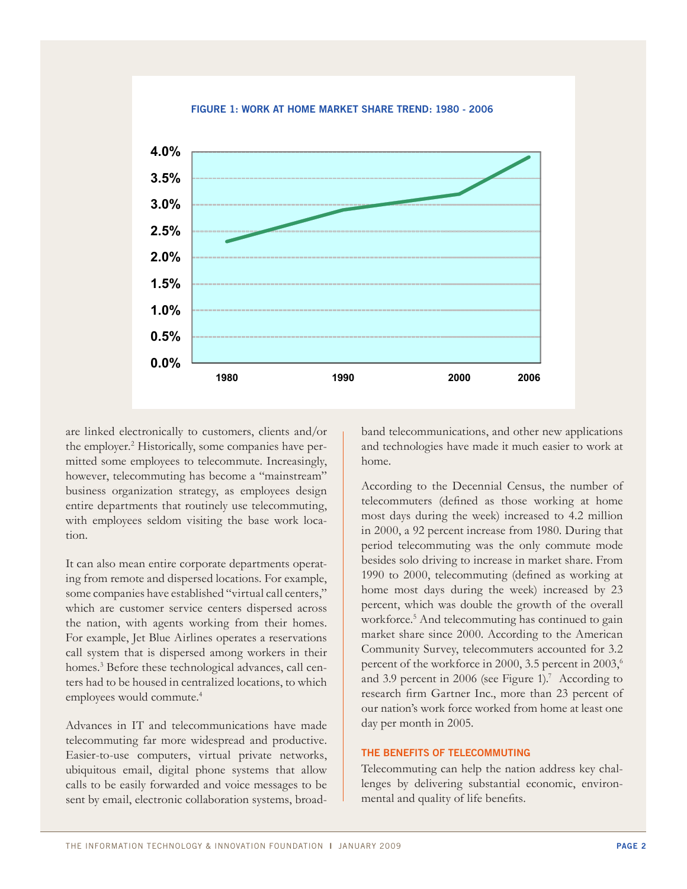**FIGURE 1: WORK AT HOME MARKET SHARE TREND: 1980 - 2006**

are linked electronically to customers, clients and/or the employer.[2] Historically, some companies have permitted some employees to telecommute. Increasingly, however, telecommuting has become a "mainstream" business organization strategy, as employees design entire departments that routinely use telecommuting, with employees seldom visiting the base work location.

It can also mean entire corporate departments operating from remote and dispersed locations. For example, some companies have established "virtual call centers," which are customer service centers dispersed across the nation, with agents working from their homes. For example, Jet Blue Airlines operates a reservations call system that is dispersed among workers in their homes.[3] Before these technological advances, call centers had to be housed in centralized locations, to which employees would commute.[4]

Advances in IT and telecommunications have made telecommuting far more widespread and productive. Easier-to-use computers, virtual private networks, ubiquitous email, digital phone systems that allow calls to be easily forwarded and voice messages to be sent by email, electronic collaboration systems, broadband telecommunications, and other new applications and technologies have made it much easier to work at home.

According to the Decennial Census, the number of telecommuters (defined as those working at home most days during the week) increased to 4.2 million in 2000, a 92 percent increase from 1980. During that period telecommuting was the only commute mode besides solo driving to increase in market share. From 1990 to 2000, telecommuting (defined as working at home most days during the week) increased by 23 percent, which was double the growth of the overall workforce.[5] And telecommuting has continued to gain market share since 2000. According to the American Community Survey, telecommuters accounted for 3.2 percent of the workforce in 2000, 3.5 percent in 2003,[6] and 3.9 percent in 2006 (see Figure 1).[7] According to research firm Gartner Inc., more than 23 percent of our nation's work force worked from home at least one day per month in 2005.

## THE BENEFITS OF TELECOMMUTING

Telecommuting can help the nation address key challenges by delivering substantial economic, environmental and quality of life benefits.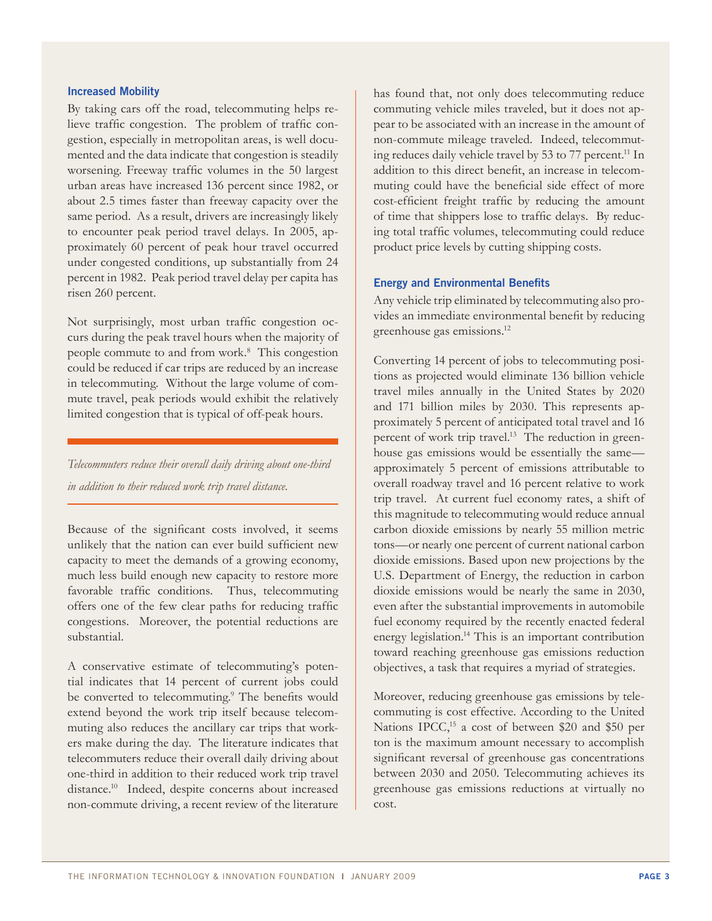### Increased Mobility

By taking cars off the road, telecommuting helps relieve traffic congestion. The problem of traffic congestion, especially in metropolitan areas, is well documented and the data indicate that congestion is steadily worsening. Freeway traffic volumes in the 50 largest urban areas have increased 136 percent since 1982, or about 2.5 times faster than freeway capacity over the same period. As a result, drivers are increasingly likely to encounter peak period travel delays. In 2005, approximately 60 percent of peak hour travel occurred under congested conditions, up substantially from 24 percent in 1982. Peak period travel delay per capita has risen 260 percent.

Not surprisingly, most urban traffic congestion occurs during the peak travel hours when the majority of people commute to and from work.[8] This congestion could be reduced if car trips are reduced by an increase in telecommuting. Without the large volume of commute travel, peak periods would exhibit the relatively limited congestion that is typical of off-peak hours.

*Telecommuters reduce their overall daily driving about one-third in addition to their reduced work trip travel distance.*

Because of the significant costs involved, it seems unlikely that the nation can ever build sufficient new capacity to meet the demands of a growing economy, much less build enough new capacity to restore more favorable traffic conditions. Thus, telecommuting offers one of the few clear paths for reducing traffic congestions. Moreover, the potential reductions are substantial.

A conservative estimate of telecommuting's potential indicates that 14 percent of current jobs could be converted to telecommuting.[9] The benefits would extend beyond the work trip itself because telecommuting also reduces the ancillary car trips that workers make during the day. The literature indicates that telecommuters reduce their overall daily driving about one-third in addition to their reduced work trip travel distance.[10] Indeed, despite concerns about increased non-commute driving, a recent review of the literature has found that, not only does telecommuting reduce commuting vehicle miles traveled, but it does not appear to be associated with an increase in the amount of non-commute mileage traveled. Indeed, telecommuting reduces daily vehicle travel by 53 to 77 percent.[11] In addition to this direct benefit, an increase in telecommuting could have the beneficial side effect of more cost-efficient freight traffic by reducing the amount of time that shippers lose to traffic delays. By reducing total traffic volumes, telecommuting could reduce product price levels by cutting shipping costs.

### Energy and Environmental Benefits

Any vehicle trip eliminated by telecommuting also provides an immediate environmental benefit by reducing greenhouse gas emissions.[12]

Converting 14 percent of jobs to telecommuting positions as projected would eliminate 136 billion vehicle travel miles annually in the United States by 2020 and 171 billion miles by 2030. This represents approximately 5 percent of anticipated total travel and 16 percent of work trip travel.[13] The reduction in greenhouse gas emissions would be essentially the same—approximately 5 percent of emissions attributable to overall roadway travel and 16 percent relative to work trip travel. At current fuel economy rates, a shift of this magnitude to telecommuting would reduce annual carbon dioxide emissions by nearly 55 million metric tons—or nearly one percent of current national carbon dioxide emissions. Based upon new projections by the U.S. Department of Energy, the reduction in carbon dioxide emissions would be nearly the same in 2030, even after the substantial improvements in automobile fuel economy required by the recently enacted federal energy legislation.[14] This is an important contribution toward reaching greenhouse gas emissions reduction objectives, a task that requires a myriad of strategies.

Moreover, reducing greenhouse gas emissions by telecommuting is cost effective. According to the United Nations IPCC,[15] a cost of between $20 and $50 per ton is the maximum amount necessary to accomplish significant reversal of greenhouse gas concentrations between 2030 and 2050. Telecommuting achieves its greenhouse gas emissions reductions at virtually no cost.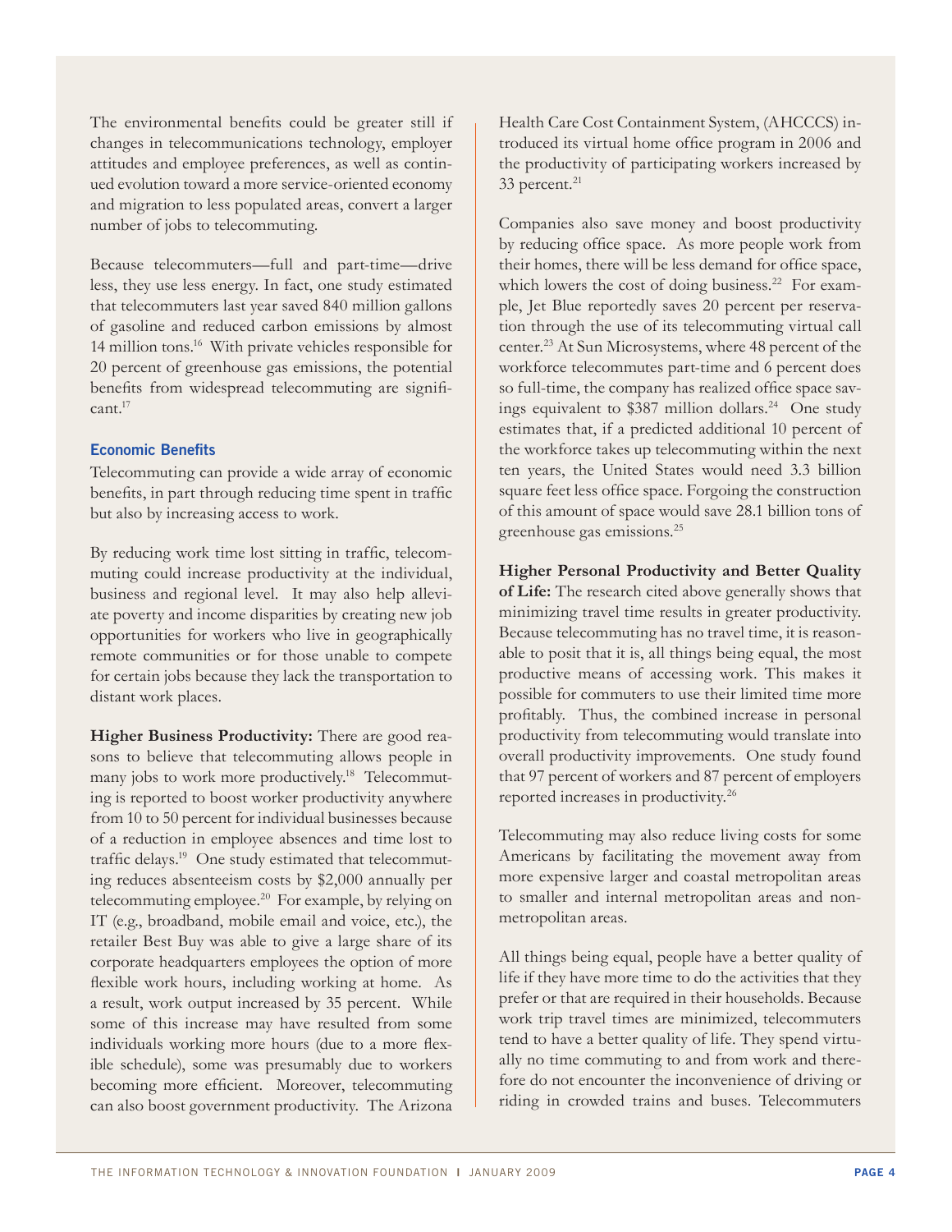The environmental benefits could be greater still if changes in telecommunications technology, employer attitudes and employee preferences, as well as continued evolution toward a more service-oriented economy and migration to less populated areas, convert a larger number of jobs to telecommuting.

Because telecommuters—full and part-time—drive less, they use less energy. In fact, one study estimated that telecommuters last year saved 840 million gallons of gasoline and reduced carbon emissions by almost 14 million tons.[16] With private vehicles responsible for 20 percent of greenhouse gas emissions, the potential benefits from widespread telecommuting are significant.[17]

### Economic Benefits

Telecommuting can provide a wide array of economic benefits, in part through reducing time spent in traffic but also by increasing access to work.

By reducing work time lost sitting in traffic, telecommuting could increase productivity at the individual, business and regional level. It may also help alleviate poverty and income disparities by creating new job opportunities for workers who live in geographically remote communities or for those unable to compete for certain jobs because they lack the transportation to distant work places.

**Higher Business Productivity:** There are good reasons to believe that telecommuting allows people in many jobs to work more productively.[18] Telecommuting is reported to boost worker productivity anywhere from 10 to 50 percent for individual businesses because of a reduction in employee absences and time lost to traffic delays.[19] One study estimated that telecommuting reduces absenteeism costs by $2,000 annually per telecommuting employee.[20] For example, by relying on IT (e.g., broadband, mobile email and voice, etc.), the retailer Best Buy was able to give a large share of its corporate headquarters employees the option of more flexible work hours, including working at home. As a result, work output increased by 35 percent. While some of this increase may have resulted from some individuals working more hours (due to a more flexible schedule), some was presumably due to workers becoming more efficient. Moreover, telecommuting can also boost government productivity. The Arizona Health Care Cost Containment System, (AHCCCS) introduced its virtual home office program in 2006 and the productivity of participating workers increased by 33 percent.[21]

Companies also save money and boost productivity by reducing office space. As more people work from their homes, there will be less demand for office space, which lowers the cost of doing business.[22] For example, Jet Blue reportedly saves 20 percent per reservation through the use of its telecommuting virtual call center.[23] At Sun Microsystems, where 48 percent of the workforce telecommutes part-time and 6 percent does so full-time, the company has realized office space savings equivalent to $387 million dollars.[24] One study estimates that, if a predicted additional 10 percent of the workforce takes up telecommuting within the next ten years, the United States would need 3.3 billion square feet less office space. Forgoing the construction of this amount of space would save 28.1 billion tons of greenhouse gas emissions.[25]

**Higher Personal Productivity and Better Quality of Life:** The research cited above generally shows that minimizing travel time results in greater productivity. Because telecommuting has no travel time, it is reasonable to posit that it is, all things being equal, the most productive means of accessing work. This makes it possible for commuters to use their limited time more profitably. Thus, the combined increase in personal productivity from telecommuting would translate into overall productivity improvements. One study found that 97 percent of workers and 87 percent of employers reported increases in productivity.[26]

Telecommuting may also reduce living costs for some Americans by facilitating the movement away from more expensive larger and coastal metropolitan areas to smaller and internal metropolitan areas and nonmetropolitan areas.

All things being equal, people have a better quality of life if they have more time to do the activities that they prefer or that are required in their households. Because work trip travel times are minimized, telecommuters tend to have a better quality of life. They spend virtually no time commuting to and from work and therefore do not encounter the inconvenience of driving or riding in crowded trains and buses. Telecommuters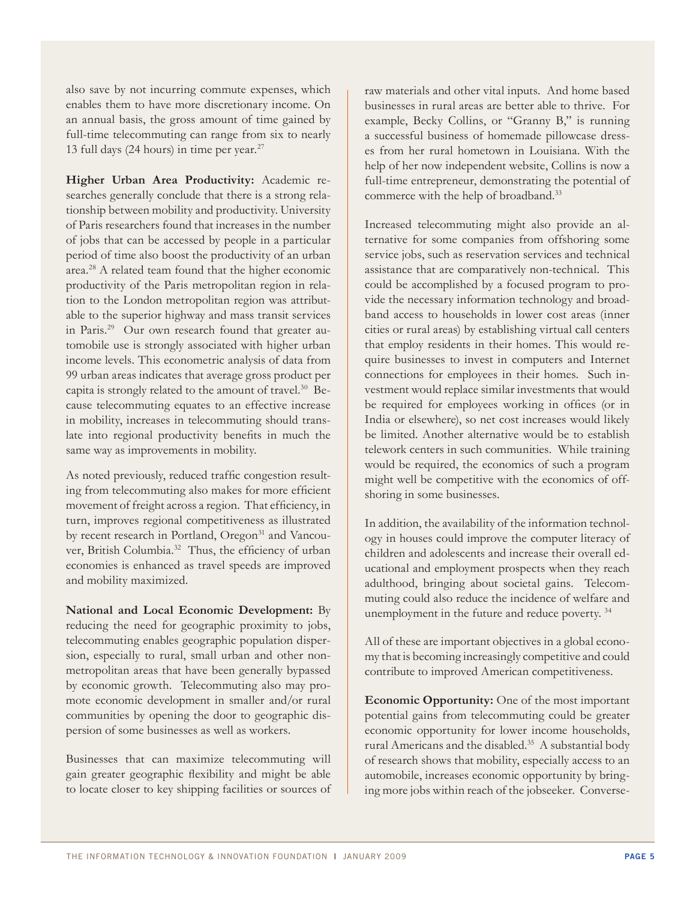also save by not incurring commute expenses, which enables them to have more discretionary income. On an annual basis, the gross amount of time gained by full-time telecommuting can range from six to nearly 13 full days (24 hours) in time per year.[27]

**Higher Urban Area Productivity:** Academic researches generally conclude that there is a strong relationship between mobility and productivity. University of Paris researchers found that increases in the number of jobs that can be accessed by people in a particular period of time also boost the productivity of an urban area.[28] A related team found that the higher economic productivity of the Paris metropolitan region in relation to the London metropolitan region was attributable to the superior highway and mass transit services in Paris.[29] Our own research found that greater automobile use is strongly associated with higher urban income levels. This econometric analysis of data from 99 urban areas indicates that average gross product per capita is strongly related to the amount of travel.[30] Because telecommuting equates to an effective increase in mobility, increases in telecommuting should translate into regional productivity benefits in much the same way as improvements in mobility.

As noted previously, reduced traffic congestion resulting from telecommuting also makes for more efficient movement of freight across a region. That efficiency, in turn, improves regional competitiveness as illustrated by recent research in Portland, Oregon[31] and Vancouver, British Columbia.[32] Thus, the efficiency of urban economies is enhanced as travel speeds are improved and mobility maximized.

**National and Local Economic Development:** By reducing the need for geographic proximity to jobs, telecommuting enables geographic population dispersion, especially to rural, small urban and other non-metropolitan areas that have been generally bypassed by economic growth. Telecommuting also may promote economic development in smaller and/or rural communities by opening the door to geographic dispersion of some businesses as well as workers.

Businesses that can maximize telecommuting will gain greater geographic flexibility and might be able to locate closer to key shipping facilities or sources of raw materials and other vital inputs. And home based businesses in rural areas are better able to thrive. For example, Becky Collins, or "Granny B," is running a successful business of homemade pillowcase dresses from her rural hometown in Louisiana. With the help of her now independent website, Collins is now a full-time entrepreneur, demonstrating the potential of commerce with the help of broadband.[33]

Increased telecommuting might also provide an alternative for some companies from offshoring some service jobs, such as reservation services and technical assistance that are comparatively non-technical. This could be accomplished by a focused program to provide the necessary information technology and broadband access to households in lower cost areas (inner cities or rural areas) by establishing virtual call centers that employ residents in their homes. This would require businesses to invest in computers and Internet connections for employees in their homes. Such investment would replace similar investments that would be required for employees working in offices (or in India or elsewhere), so net cost increases would likely be limited. Another alternative would be to establish telework centers in such communities. While training would be required, the economics of such a program might well be competitive with the economics of offshoring in some businesses.

In addition, the availability of the information technology in houses could improve the computer literacy of children and adolescents and increase their overall educational and employment prospects when they reach adulthood, bringing about societal gains. Telecommuting could also reduce the incidence of welfare and unemployment in the future and reduce poverty.[34]

All of these are important objectives in a global economy that is becoming increasingly competitive and could contribute to improved American competitiveness.

**Economic Opportunity:** One of the most important potential gains from telecommuting could be greater economic opportunity for lower income households, rural Americans and the disabled.[35] A substantial body of research shows that mobility, especially access to an automobile, increases economic opportunity by bringing more jobs within reach of the jobseeker. Converse-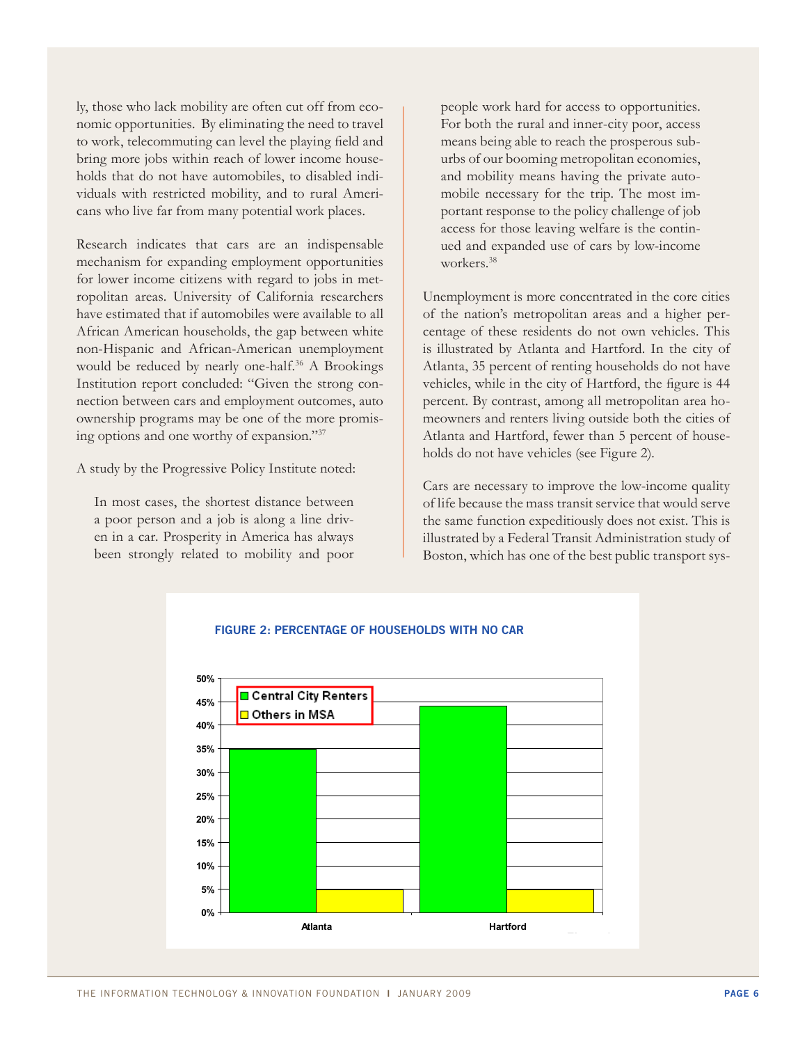ly, those who lack mobility are often cut off from economic opportunities. By eliminating the need to travel to work, telecommuting can level the playing field and bring more jobs within reach of lower income households that do not have automobiles, to disabled individuals with restricted mobility, and to rural Americans who live far from many potential work places.

Research indicates that cars are an indispensable mechanism for expanding employment opportunities for lower income citizens with regard to jobs in metropolitan areas. University of California researchers have estimated that if automobiles were available to all African American households, the gap between white non-Hispanic and African-American unemployment would be reduced by nearly one-half.[36] A Brookings Institution report concluded: "Given the strong connection between cars and employment outcomes, auto ownership programs may be one of the more promising options and one worthy of expansion."[37]

A study by the Progressive Policy Institute noted:

> In most cases, the shortest distance between a poor person and a job is along a line driven in a car. Prosperity in America has always been strongly related to mobility and poor people work hard for access to opportunities. For both the rural and inner-city poor, access means being able to reach the prosperous suburbs of our booming metropolitan economies, and mobility means having the private automobile necessary for the trip. The most important response to the policy challenge of job access for those leaving welfare is the continued and expanded use of cars by low-income workers.[38]

Unemployment is more concentrated in the core cities of the nation's metropolitan areas and a higher percentage of these residents do not own vehicles. This is illustrated by Atlanta and Hartford. In the city of Atlanta, 35 percent of renting households do not have vehicles, while in the city of Hartford, the figure is 44 percent. By contrast, among all metropolitan area homeowners and renters living outside both the cities of Atlanta and Hartford, fewer than 5 percent of households do not have vehicles (see Figure 2).

Cars are necessary to improve the low-income quality of life because the mass transit service that would serve the same function expeditiously does not exist. This is illustrated by a Federal Transit Administration study of Boston, which has one of the best public transport sys-

**FIGURE 2: PERCENTAGE OF HOUSEHOLDS WITH NO CAR**

| | Central City Renters | Others in MSA |
|---|---|---|
| Atlanta | 35% | 5% |
| Hartford | 44% | 5% |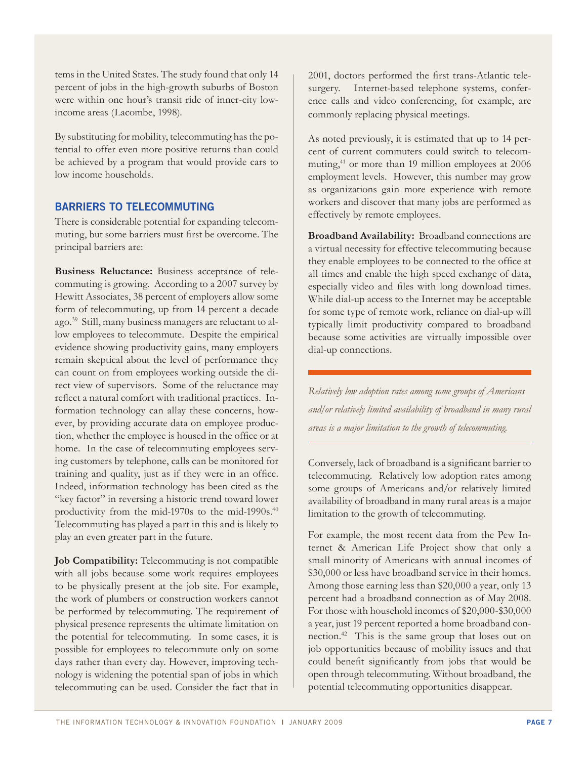tems in the United States. The study found that only 14 percent of jobs in the high-growth suburbs of Boston were within one hour's transit ride of inner-city low-income areas (Lacombe, 1998).

By substituting for mobility, telecommuting has the potential to offer even more positive returns than could be achieved by a program that would provide cars to low income households.

## BARRIERS TO TELECOMMUTING

There is considerable potential for expanding telecommuting, but some barriers must first be overcome. The principal barriers are:

**Business Reluctance:** Business acceptance of telecommuting is growing. According to a 2007 survey by Hewitt Associates, 38 percent of employers allow some form of telecommuting, up from 14 percent a decade ago.[39] Still, many business managers are reluctant to allow employees to telecommute. Despite the empirical evidence showing productivity gains, many employers remain skeptical about the level of performance they can count on from employees working outside the direct view of supervisors. Some of the reluctance may reflect a natural comfort with traditional practices. Information technology can allay these concerns, however, by providing accurate data on employee production, whether the employee is housed in the office or at home. In the case of telecommuting employees serving customers by telephone, calls can be monitored for training and quality, just as if they were in an office. Indeed, information technology has been cited as the "key factor" in reversing a historic trend toward lower productivity from the mid-1970s to the mid-1990s.[40] Telecommuting has played a part in this and is likely to play an even greater part in the future.

**Job Compatibility:** Telecommuting is not compatible with all jobs because some work requires employees to be physically present at the job site. For example, the work of plumbers or construction workers cannot be performed by telecommuting. The requirement of physical presence represents the ultimate limitation on the potential for telecommuting. In some cases, it is possible for employees to telecommute only on some days rather than every day. However, improving technology is widening the potential span of jobs in which telecommuting can be used. Consider the fact that in 2001, doctors performed the first trans-Atlantic telesurgery. Internet-based telephone systems, conference calls and video conferencing, for example, are commonly replacing physical meetings.

As noted previously, it is estimated that up to 14 percent of current commuters could switch to telecommuting,[41] or more than 19 million employees at 2006 employment levels. However, this number may grow as organizations gain more experience with remote workers and discover that many jobs are performed as effectively by remote employees.

**Broadband Availability:** Broadband connections are a virtual necessity for effective telecommuting because they enable employees to be connected to the office at all times and enable the high speed exchange of data, especially video and files with long download times. While dial-up access to the Internet may be acceptable for some type of remote work, reliance on dial-up will typically limit productivity compared to broadband because some activities are virtually impossible over dial-up connections.

*Relatively low adoption rates among some groups of Americans and/or relatively limited availability of broadband in many rural areas is a major limitation to the growth of telecommuting.*

Conversely, lack of broadband is a significant barrier to telecommuting. Relatively low adoption rates among some groups of Americans and/or relatively limited availability of broadband in many rural areas is a major limitation to the growth of telecommuting.

For example, the most recent data from the Pew Internet & American Life Project show that only a small minority of Americans with annual incomes of $30,000 or less have broadband service in their homes. Among those earning less than $20,000 a year, only 13 percent had a broadband connection as of May 2008. For those with household incomes of $20,000-$30,000 a year, just 19 percent reported a home broadband connection.[42] This is the same group that loses out on job opportunities because of mobility issues and that could benefit significantly from jobs that would be open through telecommuting. Without broadband, the potential telecommuting opportunities disappear.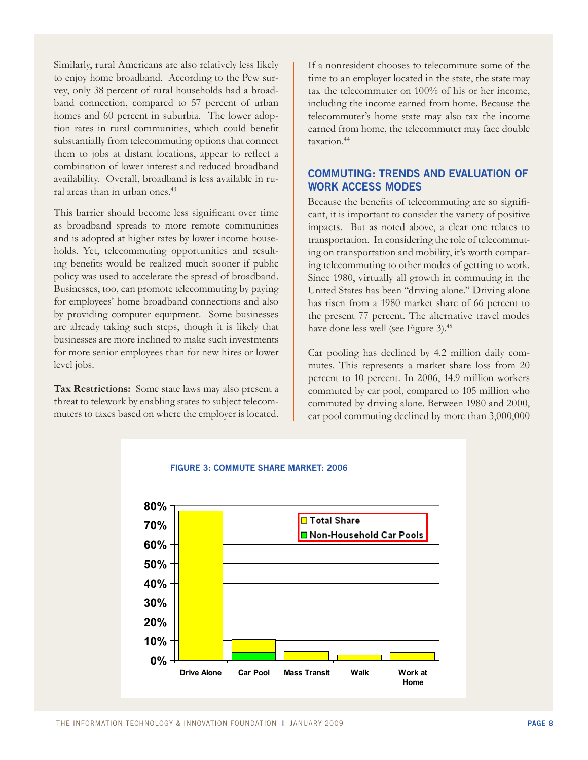Similarly, rural Americans are also relatively less likely to enjoy home broadband. According to the Pew survey, only 38 percent of rural households had a broadband connection, compared to 57 percent of urban homes and 60 percent in suburbia. The lower adoption rates in rural communities, which could benefit substantially from telecommuting options that connect them to jobs at distant locations, appear to reflect a combination of lower interest and reduced broadband availability. Overall, broadband is less available in rural areas than in urban ones.[43]

This barrier should become less significant over time as broadband spreads to more remote communities and is adopted at higher rates by lower income households. Yet, telecommuting opportunities and resulting benefits would be realized much sooner if public policy was used to accelerate the spread of broadband. Businesses, too, can promote telecommuting by paying for employees' home broadband connections and also by providing computer equipment. Some businesses are already taking such steps, though it is likely that businesses are more inclined to make such investments for more senior employees than for new hires or lower level jobs.

**Tax Restrictions:** Some state laws may also present a threat to telework by enabling states to subject telecommuters to taxes based on where the employer is located. If a nonresident chooses to telecommute some of the time to an employer located in the state, the state may tax the telecommuter on 100% of his or her income, including the income earned from home. Because the telecommuter's home state may also tax the income earned from home, the telecommuter may face double taxation.[44]

## COMMUTING: TRENDS AND EVALUATION OF WORK ACCESS MODES

Because the benefits of telecommuting are so significant, it is important to consider the variety of positive impacts. But as noted above, a clear one relates to transportation. In considering the role of telecommuting on transportation and mobility, it's worth comparing telecommuting to other modes of getting to work. Since 1980, virtually all growth in commuting in the United States has been "driving alone." Driving alone has risen from a 1980 market share of 66 percent to the present 77 percent. The alternative travel modes have done less well (see Figure 3).[45]

Car pooling has declined by 4.2 million daily commutes. This represents a market share loss from 20 percent to 10 percent. In 2006, 14.9 million workers commuted by car pool, compared to 105 million who commuted by driving alone. Between 1980 and 2000, car pool commuting declined by more than 3,000,000

FIGURE 3: COMMUTE SHARE MARKET: 2006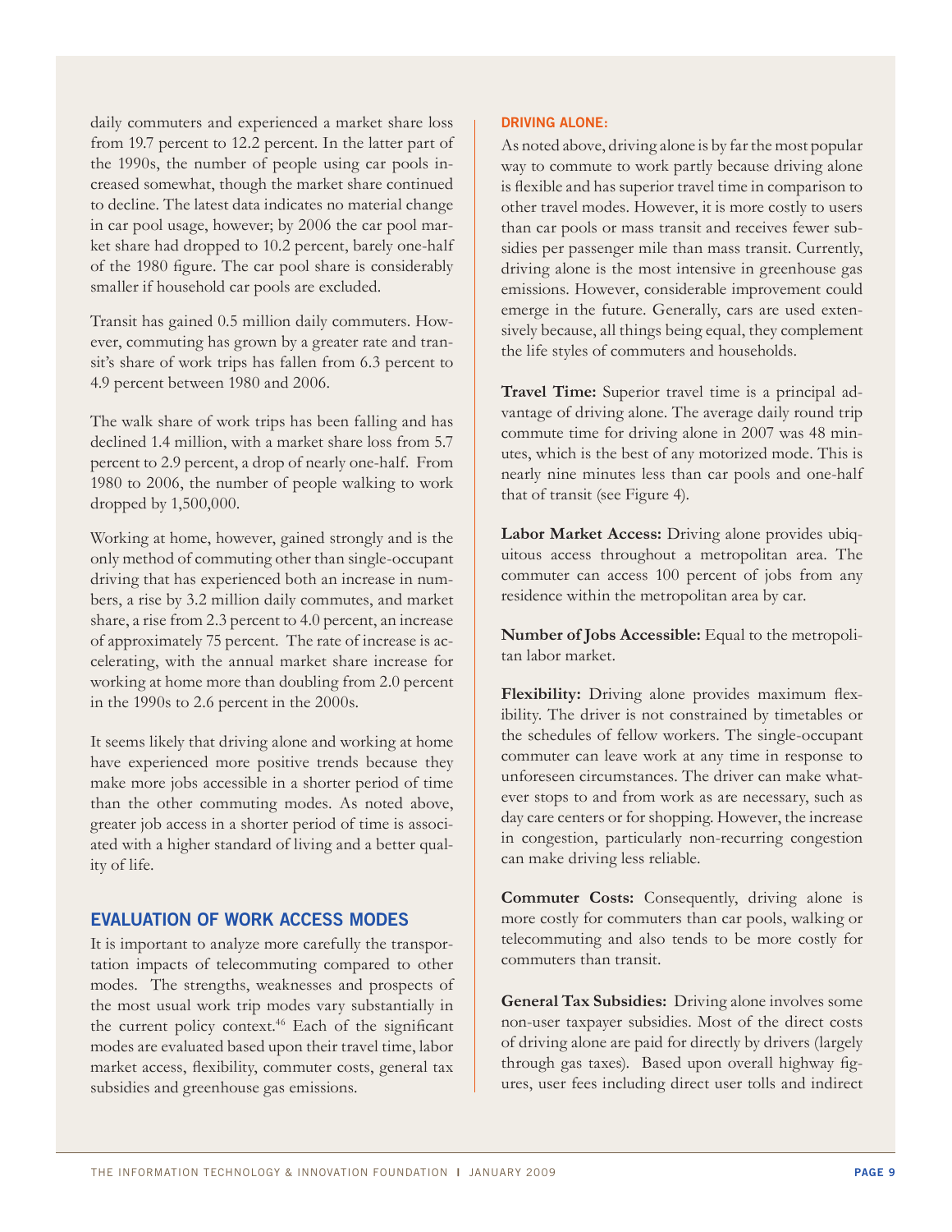daily commuters and experienced a market share loss from 19.7 percent to 12.2 percent. In the latter part of the 1990s, the number of people using car pools increased somewhat, though the market share continued to decline. The latest data indicates no material change in car pool usage, however; by 2006 the car pool market share had dropped to 10.2 percent, barely one-half of the 1980 figure. The car pool share is considerably smaller if household car pools are excluded.

Transit has gained 0.5 million daily commuters. However, commuting has grown by a greater rate and transit's share of work trips has fallen from 6.3 percent to 4.9 percent between 1980 and 2006.

The walk share of work trips has been falling and has declined 1.4 million, with a market share loss from 5.7 percent to 2.9 percent, a drop of nearly one-half. From 1980 to 2006, the number of people walking to work dropped by 1,500,000.

Working at home, however, gained strongly and is the only method of commuting other than single-occupant driving that has experienced both an increase in numbers, a rise by 3.2 million daily commutes, and market share, a rise from 2.3 percent to 4.0 percent, an increase of approximately 75 percent. The rate of increase is accelerating, with the annual market share increase for working at home more than doubling from 2.0 percent in the 1990s to 2.6 percent in the 2000s.

It seems likely that driving alone and working at home have experienced more positive trends because they make more jobs accessible in a shorter period of time than the other commuting modes. As noted above, greater job access in a shorter period of time is associated with a higher standard of living and a better quality of life.

## EVALUATION OF WORK ACCESS MODES

It is important to analyze more carefully the transportation impacts of telecommuting compared to other modes. The strengths, weaknesses and prospects of the most usual work trip modes vary substantially in the current policy context.[46] Each of the significant modes are evaluated based upon their travel time, labor market access, flexibility, commuter costs, general tax subsidies and greenhouse gas emissions.

### DRIVING ALONE:

As noted above, driving alone is by far the most popular way to commute to work partly because driving alone is flexible and has superior travel time in comparison to other travel modes. However, it is more costly to users than car pools or mass transit and receives fewer subsidies per passenger mile than mass transit. Currently, driving alone is the most intensive in greenhouse gas emissions. However, considerable improvement could emerge in the future. Generally, cars are used extensively because, all things being equal, they complement the life styles of commuters and households.

**Travel Time:** Superior travel time is a principal advantage of driving alone. The average daily round trip commute time for driving alone in 2007 was 48 minutes, which is the best of any motorized mode. This is nearly nine minutes less than car pools and one-half that of transit (see Figure 4).

**Labor Market Access:** Driving alone provides ubiquitous access throughout a metropolitan area. The commuter can access 100 percent of jobs from any residence within the metropolitan area by car.

**Number of Jobs Accessible:** Equal to the metropolitan labor market.

**Flexibility:** Driving alone provides maximum flexibility. The driver is not constrained by timetables or the schedules of fellow workers. The single-occupant commuter can leave work at any time in response to unforeseen circumstances. The driver can make whatever stops to and from work as are necessary, such as day care centers or for shopping. However, the increase in congestion, particularly non-recurring congestion can make driving less reliable.

**Commuter Costs:** Consequently, driving alone is more costly for commuters than car pools, walking or telecommuting and also tends to be more costly for commuters than transit.

**General Tax Subsidies:** Driving alone involves some non-user taxpayer subsidies. Most of the direct costs of driving alone are paid for directly by drivers (largely through gas taxes). Based upon overall highway figures, user fees including direct user tolls and indirect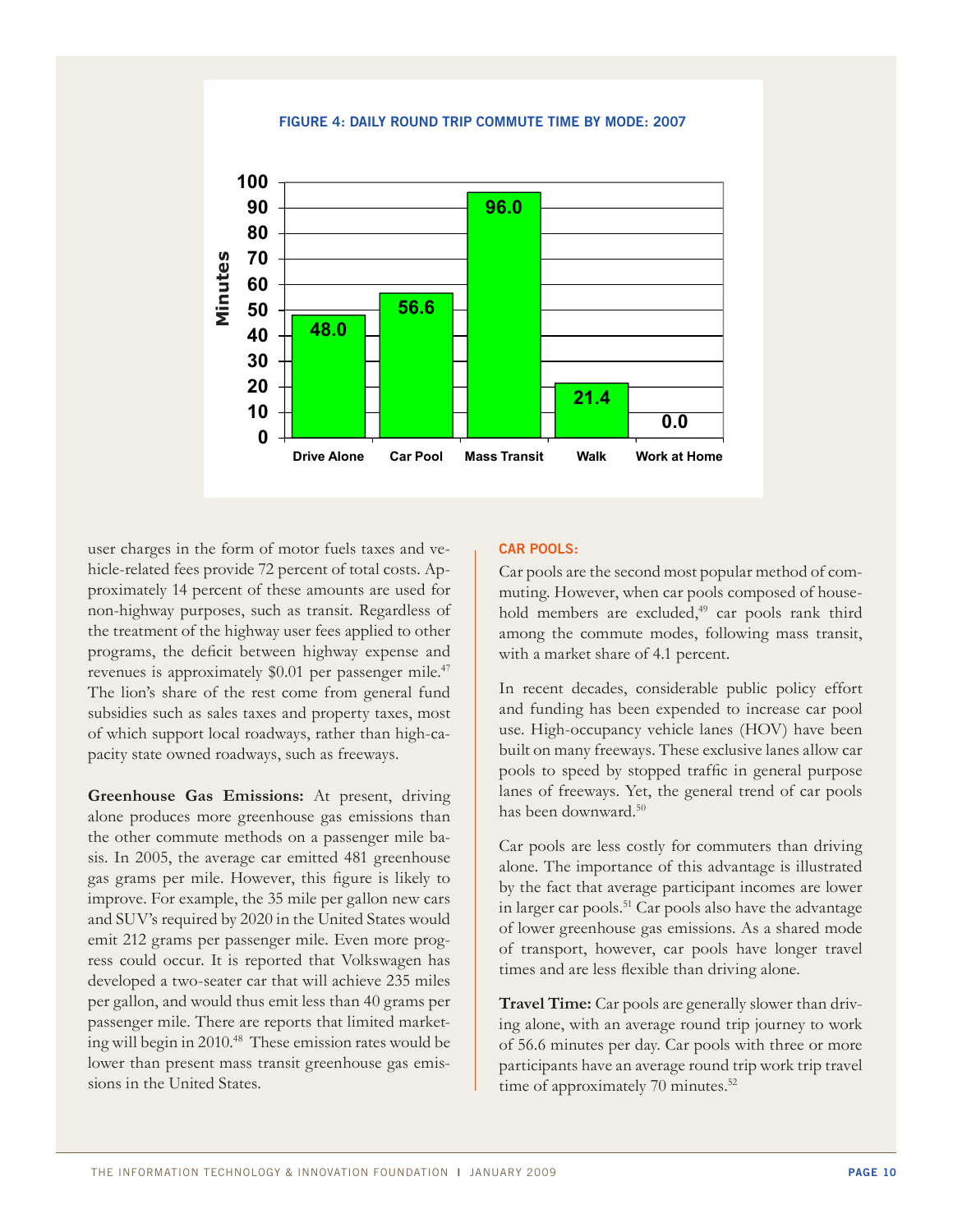**FIGURE 4: DAILY ROUND TRIP COMMUTE TIME BY MODE: 2007**

| Mode | Minutes |
|---|---|
| Drive Alone | 48.0 |
| Car Pool | 56.6 |
| Mass Transit | 96.0 |
| Walk | 21.4 |
| Work at Home | 0.0 |

user charges in the form of motor fuels taxes and vehicle-related fees provide 72 percent of total costs. Approximately 14 percent of these amounts are used for non-highway purposes, such as transit. Regardless of the treatment of the highway user fees applied to other programs, the deficit between highway expense and revenues is approximately $0.01 per passenger mile.[47] The lion's share of the rest come from general fund subsidies such as sales taxes and property taxes, most of which support local roadways, rather than high-capacity state owned roadways, such as freeways.

**Greenhouse Gas Emissions:** At present, driving alone produces more greenhouse gas emissions than the other commute methods on a passenger mile basis. In 2005, the average car emitted 481 greenhouse gas grams per mile. However, this figure is likely to improve. For example, the 35 mile per gallon new cars and SUV's required by 2020 in the United States would emit 212 grams per passenger mile. Even more progress could occur. It is reported that Volkswagen has developed a two-seater car that will achieve 235 miles per gallon, and would thus emit less than 40 grams per passenger mile. There are reports that limited marketing will begin in 2010.[48] These emission rates would be lower than present mass transit greenhouse gas emissions in the United States.

### CAR POOLS:

Car pools are the second most popular method of commuting. However, when car pools composed of household members are excluded,[49] car pools rank third among the commute modes, following mass transit, with a market share of 4.1 percent.

In recent decades, considerable public policy effort and funding has been expended to increase car pool use. High-occupancy vehicle lanes (HOV) have been built on many freeways. These exclusive lanes allow car pools to speed by stopped traffic in general purpose lanes of freeways. Yet, the general trend of car pools has been downward.[50]

Car pools are less costly for commuters than driving alone. The importance of this advantage is illustrated by the fact that average participant incomes are lower in larger car pools.[51] Car pools also have the advantage of lower greenhouse gas emissions. As a shared mode of transport, however, car pools have longer travel times and are less flexible than driving alone.

**Travel Time:** Car pools are generally slower than driving alone, with an average round trip journey to work of 56.6 minutes per day. Car pools with three or more participants have an average round trip work trip travel time of approximately 70 minutes.[52]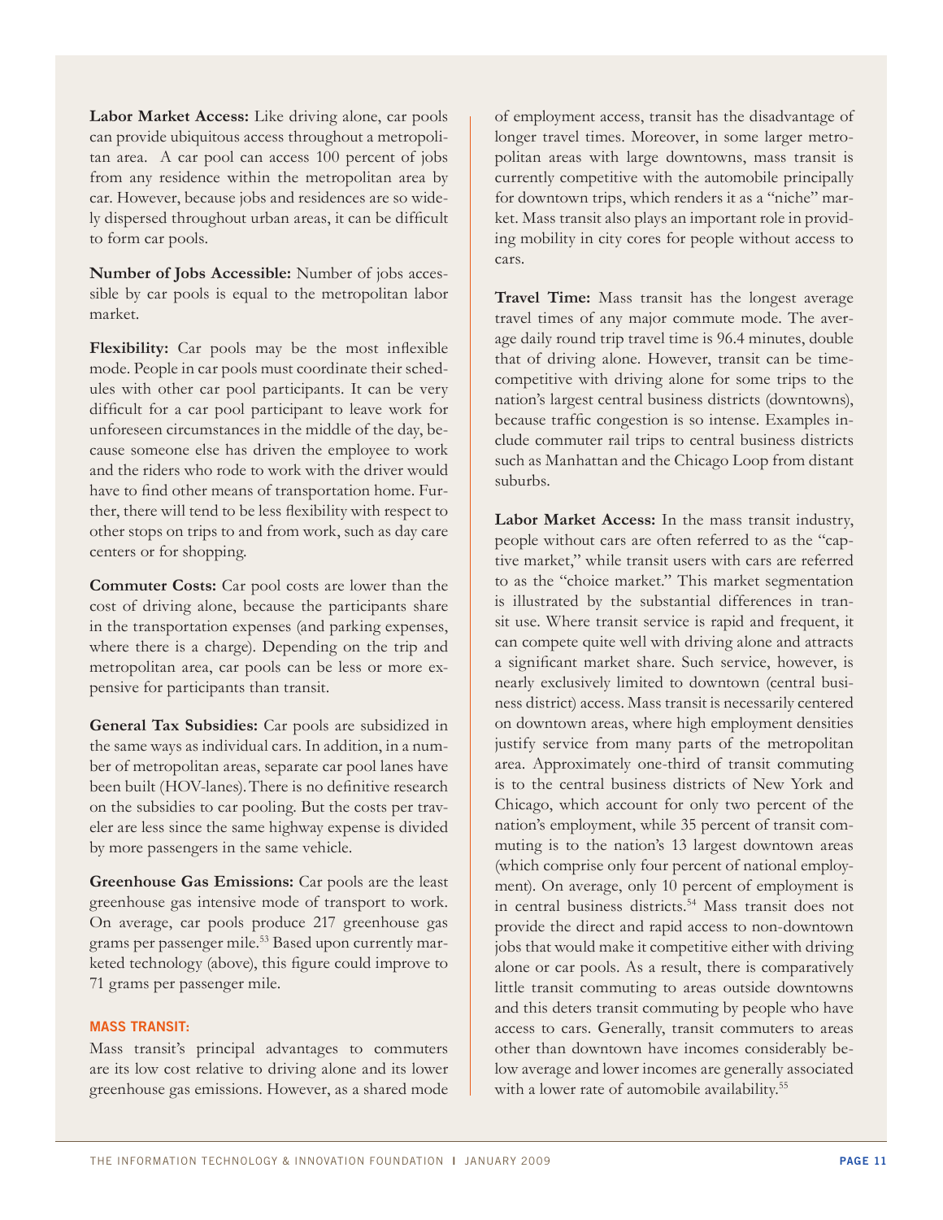**Labor Market Access:** Like driving alone, car pools can provide ubiquitous access throughout a metropolitan area. A car pool can access 100 percent of jobs from any residence within the metropolitan area by car. However, because jobs and residences are so widely dispersed throughout urban areas, it can be difficult to form car pools.

**Number of Jobs Accessible:** Number of jobs accessible by car pools is equal to the metropolitan labor market.

**Flexibility:** Car pools may be the most inflexible mode. People in car pools must coordinate their schedules with other car pool participants. It can be very difficult for a car pool participant to leave work for unforeseen circumstances in the middle of the day, because someone else has driven the employee to work and the riders who rode to work with the driver would have to find other means of transportation home. Further, there will tend to be less flexibility with respect to other stops on trips to and from work, such as day care centers or for shopping.

**Commuter Costs:** Car pool costs are lower than the cost of driving alone, because the participants share in the transportation expenses (and parking expenses, where there is a charge). Depending on the trip and metropolitan area, car pools can be less or more expensive for participants than transit.

**General Tax Subsidies:** Car pools are subsidized in the same ways as individual cars. In addition, in a number of metropolitan areas, separate car pool lanes have been built (HOV-lanes). There is no definitive research on the subsidies to car pooling. But the costs per traveler are less since the same highway expense is divided by more passengers in the same vehicle.

**Greenhouse Gas Emissions:** Car pools are the least greenhouse gas intensive mode of transport to work. On average, car pools produce 217 greenhouse gas grams per passenger mile.[53] Based upon currently marketed technology (above), this figure could improve to 71 grams per passenger mile.

#### MASS TRANSIT:

Mass transit's principal advantages to commuters are its low cost relative to driving alone and its lower greenhouse gas emissions. However, as a shared mode of employment access, transit has the disadvantage of longer travel times. Moreover, in some larger metropolitan areas with large downtowns, mass transit is currently competitive with the automobile principally for downtown trips, which renders it as a "niche" market. Mass transit also plays an important role in providing mobility in city cores for people without access to cars.

**Travel Time:** Mass transit has the longest average travel times of any major commute mode. The average daily round trip travel time is 96.4 minutes, double that of driving alone. However, transit can be time-competitive with driving alone for some trips to the nation's largest central business districts (downtowns), because traffic congestion is so intense. Examples include commuter rail trips to central business districts such as Manhattan and the Chicago Loop from distant suburbs.

**Labor Market Access:** In the mass transit industry, people without cars are often referred to as the "captive market," while transit users with cars are referred to as the "choice market." This market segmentation is illustrated by the substantial differences in transit use. Where transit service is rapid and frequent, it can compete quite well with driving alone and attracts a significant market share. Such service, however, is nearly exclusively limited to downtown (central business district) access. Mass transit is necessarily centered on downtown areas, where high employment densities justify service from many parts of the metropolitan area. Approximately one-third of transit commuting is to the central business districts of New York and Chicago, which account for only two percent of the nation's employment, while 35 percent of transit commuting is to the nation's 13 largest downtown areas (which comprise only four percent of national employment). On average, only 10 percent of employment is in central business districts.[54] Mass transit does not provide the direct and rapid access to non-downtown jobs that would make it competitive either with driving alone or car pools. As a result, there is comparatively little transit commuting to areas outside downtowns and this deters transit commuting by people who have access to cars. Generally, transit commuters to areas other than downtown have incomes considerably below average and lower incomes are generally associated with a lower rate of automobile availability.[55]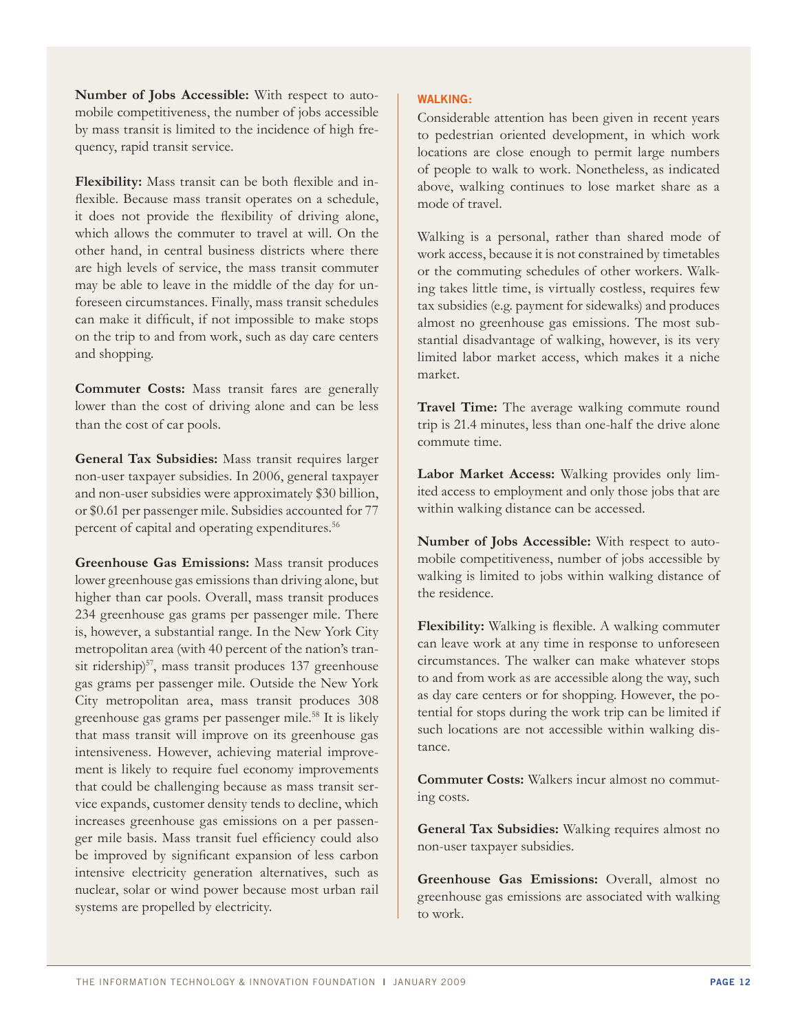**Number of Jobs Accessible:** With respect to automobile competitiveness, the number of jobs accessible by mass transit is limited to the incidence of high frequency, rapid transit service.

**Flexibility:** Mass transit can be both flexible and inflexible. Because mass transit operates on a schedule, it does not provide the flexibility of driving alone, which allows the commuter to travel at will. On the other hand, in central business districts where there are high levels of service, the mass transit commuter may be able to leave in the middle of the day for unforeseen circumstances. Finally, mass transit schedules can make it difficult, if not impossible to make stops on the trip to and from work, such as day care centers and shopping.

**Commuter Costs:** Mass transit fares are generally lower than the cost of driving alone and can be less than the cost of car pools.

**General Tax Subsidies:** Mass transit requires larger non-user taxpayer subsidies. In 2006, general taxpayer and non-user subsidies were approximately $30 billion, or $0.61 per passenger mile. Subsidies accounted for 77 percent of capital and operating expenditures.[56]

**Greenhouse Gas Emissions:** Mass transit produces lower greenhouse gas emissions than driving alone, but higher than car pools. Overall, mass transit produces 234 greenhouse gas grams per passenger mile. There is, however, a substantial range. In the New York City metropolitan area (with 40 percent of the nation's transit ridership)[57], mass transit produces 137 greenhouse gas grams per passenger mile. Outside the New York City metropolitan area, mass transit produces 308 greenhouse gas grams per passenger mile.[58] It is likely that mass transit will improve on its greenhouse gas intensiveness. However, achieving material improvement is likely to require fuel economy improvements that could be challenging because as mass transit service expands, customer density tends to decline, which increases greenhouse gas emissions on a per passenger mile basis. Mass transit fuel efficiency could also be improved by significant expansion of less carbon intensive electricity generation alternatives, such as nuclear, solar or wind power because most urban rail systems are propelled by electricity.

### WALKING:

Considerable attention has been given in recent years to pedestrian oriented development, in which work locations are close enough to permit large numbers of people to walk to work. Nonetheless, as indicated above, walking continues to lose market share as a mode of travel.

Walking is a personal, rather than shared mode of work access, because it is not constrained by timetables or the commuting schedules of other workers. Walking takes little time, is virtually costless, requires few tax subsidies (e.g. payment for sidewalks) and produces almost no greenhouse gas emissions. The most substantial disadvantage of walking, however, is its very limited labor market access, which makes it a niche market.

**Travel Time:** The average walking commute round trip is 21.4 minutes, less than one-half the drive alone commute time.

**Labor Market Access:** Walking provides only limited access to employment and only those jobs that are within walking distance can be accessed.

**Number of Jobs Accessible:** With respect to automobile competitiveness, number of jobs accessible by walking is limited to jobs within walking distance of the residence.

**Flexibility:** Walking is flexible. A walking commuter can leave work at any time in response to unforeseen circumstances. The walker can make whatever stops to and from work as are accessible along the way, such as day care centers or for shopping. However, the potential for stops during the work trip can be limited if such locations are not accessible within walking distance.

**Commuter Costs:** Walkers incur almost no commuting costs.

**General Tax Subsidies:** Walking requires almost no non-user taxpayer subsidies.

**Greenhouse Gas Emissions:** Overall, almost no greenhouse gas emissions are associated with walking to work.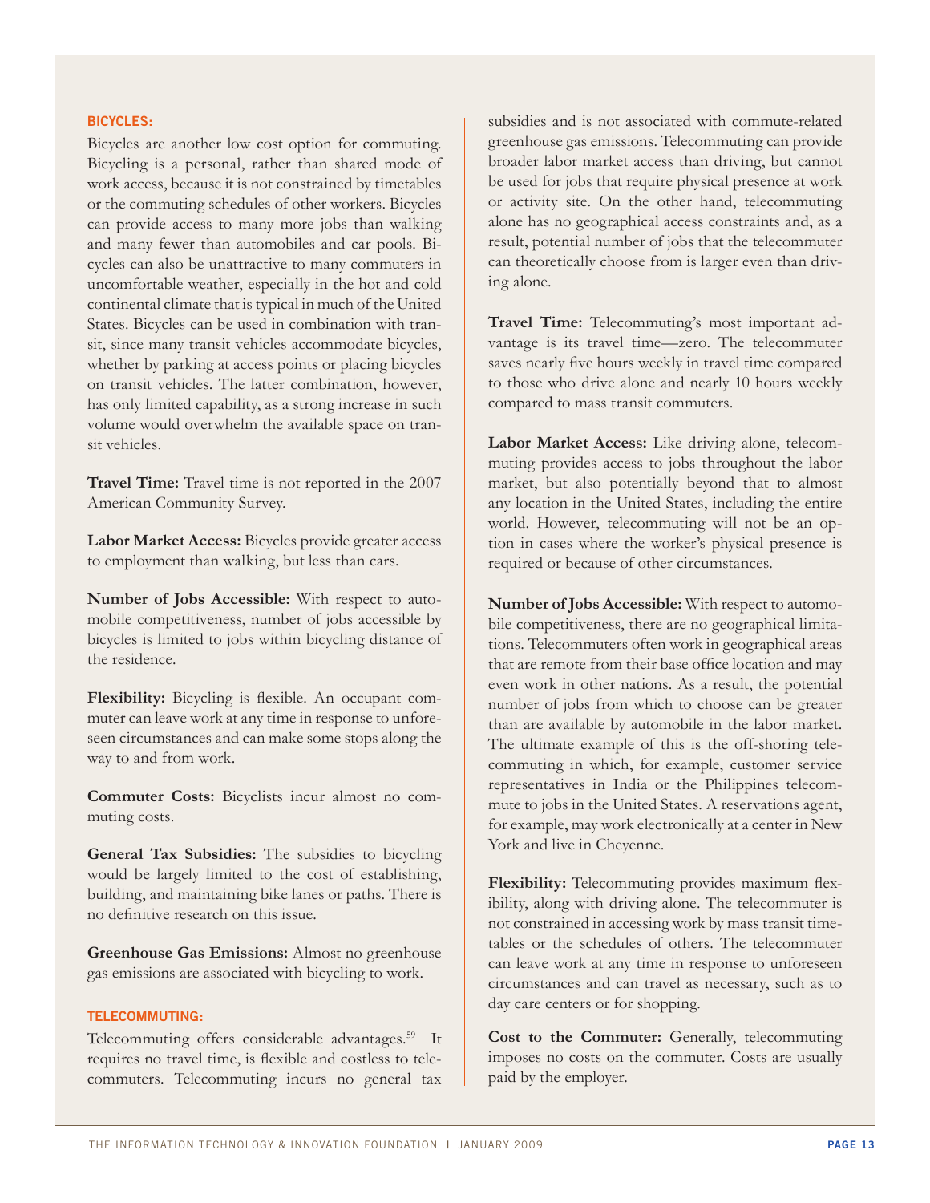### BICYCLES:

Bicycles are another low cost option for commuting. Bicycling is a personal, rather than shared mode of work access, because it is not constrained by timetables or the commuting schedules of other workers. Bicycles can provide access to many more jobs than walking and many fewer than automobiles and car pools. Bicycles can also be unattractive to many commuters in uncomfortable weather, especially in the hot and cold continental climate that is typical in much of the United States. Bicycles can be used in combination with transit, since many transit vehicles accommodate bicycles, whether by parking at access points or placing bicycles on transit vehicles. The latter combination, however, has only limited capability, as a strong increase in such volume would overwhelm the available space on transit vehicles.

**Travel Time:** Travel time is not reported in the 2007 American Community Survey.

**Labor Market Access:** Bicycles provide greater access to employment than walking, but less than cars.

**Number of Jobs Accessible:** With respect to automobile competitiveness, number of jobs accessible by bicycles is limited to jobs within bicycling distance of the residence.

**Flexibility:** Bicycling is flexible. An occupant commuter can leave work at any time in response to unforeseen circumstances and can make some stops along the way to and from work.

**Commuter Costs:** Bicyclists incur almost no commuting costs.

**General Tax Subsidies:** The subsidies to bicycling would be largely limited to the cost of establishing, building, and maintaining bike lanes or paths. There is no definitive research on this issue.

**Greenhouse Gas Emissions:** Almost no greenhouse gas emissions are associated with bicycling to work.

### TELECOMMUTING:

Telecommuting offers considerable advantages.[59] It requires no travel time, is flexible and costless to telecommuters. Telecommuting incurs no general tax subsidies and is not associated with commute-related greenhouse gas emissions. Telecommuting can provide broader labor market access than driving, but cannot be used for jobs that require physical presence at work or activity site. On the other hand, telecommuting alone has no geographical access constraints and, as a result, potential number of jobs that the telecommuter can theoretically choose from is larger even than driving alone.

**Travel Time:** Telecommuting's most important advantage is its travel time—zero. The telecommuter saves nearly five hours weekly in travel time compared to those who drive alone and nearly 10 hours weekly compared to mass transit commuters.

**Labor Market Access:** Like driving alone, telecommuting provides access to jobs throughout the labor market, but also potentially beyond that to almost any location in the United States, including the entire world. However, telecommuting will not be an option in cases where the worker's physical presence is required or because of other circumstances.

**Number of Jobs Accessible:** With respect to automobile competitiveness, there are no geographical limitations. Telecommuters often work in geographical areas that are remote from their base office location and may even work in other nations. As a result, the potential number of jobs from which to choose can be greater than are available by automobile in the labor market. The ultimate example of this is the off-shoring telecommuting in which, for example, customer service representatives in India or the Philippines telecommute to jobs in the United States. A reservations agent, for example, may work electronically at a center in New York and live in Cheyenne.

**Flexibility:** Telecommuting provides maximum flexibility, along with driving alone. The telecommuter is not constrained in accessing work by mass transit timetables or the schedules of others. The telecommuter can leave work at any time in response to unforeseen circumstances and can travel as necessary, such as to day care centers or for shopping.

**Cost to the Commuter:** Generally, telecommuting imposes no costs on the commuter. Costs are usually paid by the employer.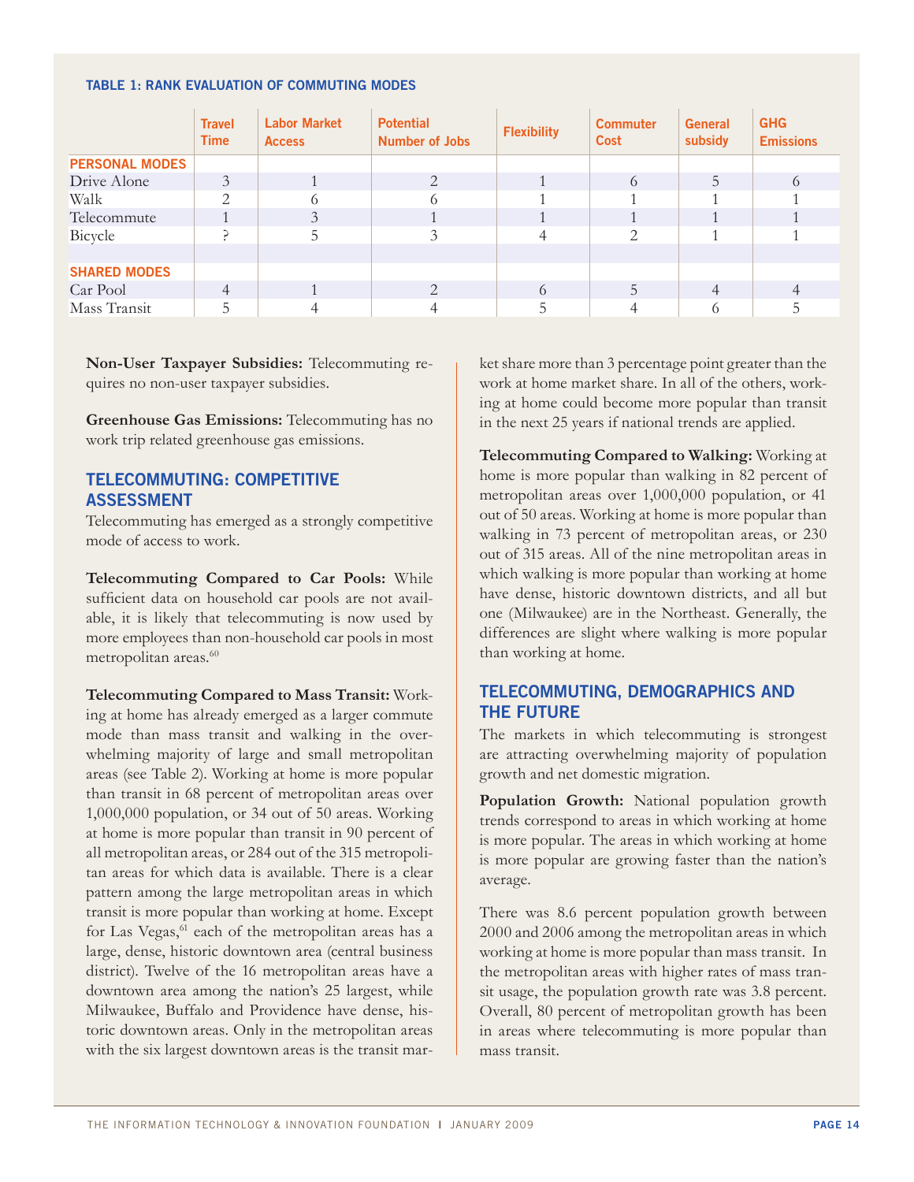**TABLE 1: RANK EVALUATION OF COMMUTING MODES**

| | Travel Time | Labor Market Access | Potential Number of Jobs | Flexibility | Commuter Cost | General subsidy | GHG Emissions |
|---|---|---|---|---|---|---|---|
| **PERSONAL MODES** | | | | | | | |
| Drive Alone | 3 | 1 | 2 | 1 | 6 | 5 | 6 |
| Walk | 2 | 6 | 6 | 1 | 1 | 1 | 1 |
| Telecommute | 1 | 3 | 1 | 1 | 1 | 1 | 1 |
| Bicycle | ? | 5 | 3 | 4 | 2 | 1 | 1 |
| | | | | | | | |
| **SHARED MODES** | | | | | | | |
| Car Pool | 4 | 1 | 2 | 6 | 5 | 4 | 4 |
| Mass Transit | 5 | 4 | 4 | 5 | 4 | 6 | 5 |

**Non-User Taxpayer Subsidies:** Telecommuting requires no non-user taxpayer subsidies.

**Greenhouse Gas Emissions:** Telecommuting has no work trip related greenhouse gas emissions.

## TELECOMMUTING: COMPETITIVE ASSESSMENT

Telecommuting has emerged as a strongly competitive mode of access to work.

**Telecommuting Compared to Car Pools:** While sufficient data on household car pools are not available, it is likely that telecommuting is now used by more employees than non-household car pools in most metropolitan areas.[60]

**Telecommuting Compared to Mass Transit:** Working at home has already emerged as a larger commute mode than mass transit and walking in the overwhelming majority of large and small metropolitan areas (see Table 2). Working at home is more popular than transit in 68 percent of metropolitan areas over 1,000,000 population, or 34 out of 50 areas. Working at home is more popular than transit in 90 percent of all metropolitan areas, or 284 out of the 315 metropolitan areas for which data is available. There is a clear pattern among the large metropolitan areas in which transit is more popular than working at home. Except for Las Vegas,[61] each of the metropolitan areas has a large, dense, historic downtown area (central business district). Twelve of the 16 metropolitan areas have a downtown area among the nation's 25 largest, while Milwaukee, Buffalo and Providence have dense, historic downtown areas. Only in the metropolitan areas with the six largest downtown areas is the transit market share more than 3 percentage point greater than the work at home market share. In all of the others, working at home could become more popular than transit in the next 25 years if national trends are applied.

**Telecommuting Compared to Walking:** Working at home is more popular than walking in 82 percent of metropolitan areas over 1,000,000 population, or 41 out of 50 areas. Working at home is more popular than walking in 73 percent of metropolitan areas, or 230 out of 315 areas. All of the nine metropolitan areas in which walking is more popular than working at home have dense, historic downtown districts, and all but one (Milwaukee) are in the Northeast. Generally, the differences are slight where walking is more popular than working at home.

## TELECOMMUTING, DEMOGRAPHICS AND THE FUTURE

The markets in which telecommuting is strongest are attracting overwhelming majority of population growth and net domestic migration.

**Population Growth:** National population growth trends correspond to areas in which working at home is more popular. The areas in which working at home is more popular are growing faster than the nation's average.

There was 8.6 percent population growth between 2000 and 2006 among the metropolitan areas in which working at home is more popular than mass transit. In the metropolitan areas with higher rates of mass transit usage, the population growth rate was 3.8 percent. Overall, 80 percent of metropolitan growth has been in areas where telecommuting is more popular than mass transit.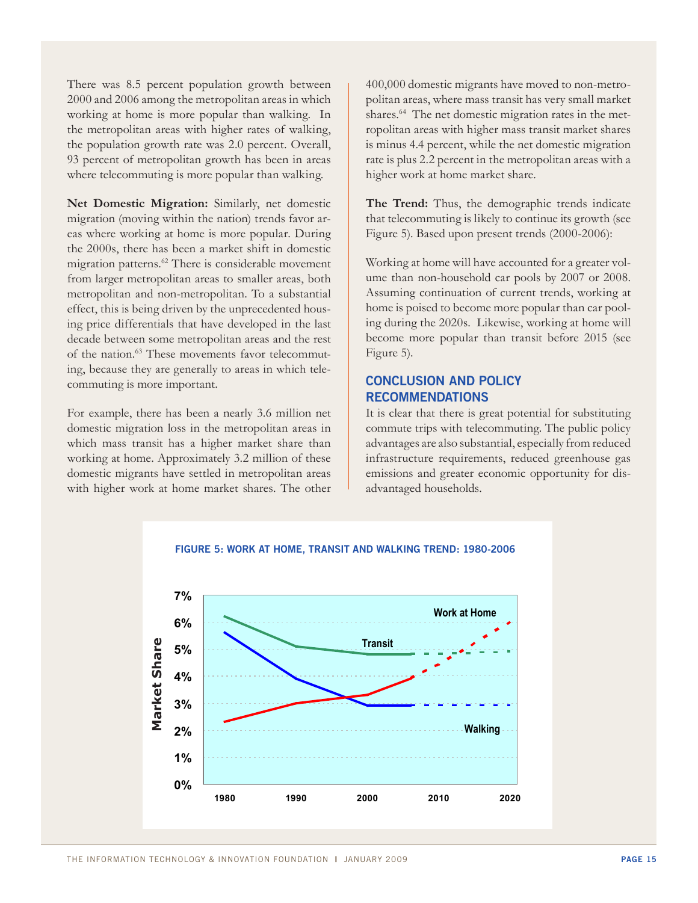There was 8.5 percent population growth between 2000 and 2006 among the metropolitan areas in which working at home is more popular than walking. In the metropolitan areas with higher rates of walking, the population growth rate was 2.0 percent. Overall, 93 percent of metropolitan growth has been in areas where telecommuting is more popular than walking.

**Net Domestic Migration:** Similarly, net domestic migration (moving within the nation) trends favor areas where working at home is more popular. During the 2000s, there has been a market shift in domestic migration patterns.[62] There is considerable movement from larger metropolitan areas to smaller areas, both metropolitan and non-metropolitan. To a substantial effect, this is being driven by the unprecedented housing price differentials that have developed in the last decade between some metropolitan areas and the rest of the nation.[63] These movements favor telecommuting, because they are generally to areas in which telecommuting is more important.

For example, there has been a nearly 3.6 million net domestic migration loss in the metropolitan areas in which mass transit has a higher market share than working at home. Approximately 3.2 million of these domestic migrants have settled in metropolitan areas with higher work at home market shares. The other 400,000 domestic migrants have moved to non-metropolitan areas, where mass transit has very small market shares.[64] The net domestic migration rates in the metropolitan areas with higher mass transit market shares is minus 4.4 percent, while the net domestic migration rate is plus 2.2 percent in the metropolitan areas with a higher work at home market share.

**The Trend:** Thus, the demographic trends indicate that telecommuting is likely to continue its growth (see Figure 5). Based upon present trends (2000-2006):

Working at home will have accounted for a greater volume than non-household car pools by 2007 or 2008. Assuming continuation of current trends, working at home is poised to become more popular than car pooling during the 2020s. Likewise, working at home will become more popular than transit before 2015 (see Figure 5).

## CONCLUSION AND POLICY RECOMMENDATIONS

It is clear that there is great potential for substituting commute trips with telecommuting. The public policy advantages are also substantial, especially from reduced infrastructure requirements, reduced greenhouse gas emissions and greater economic opportunity for disadvantaged households.

FIGURE 5: WORK AT HOME, TRANSIT AND WALKING TREND: 1980-2006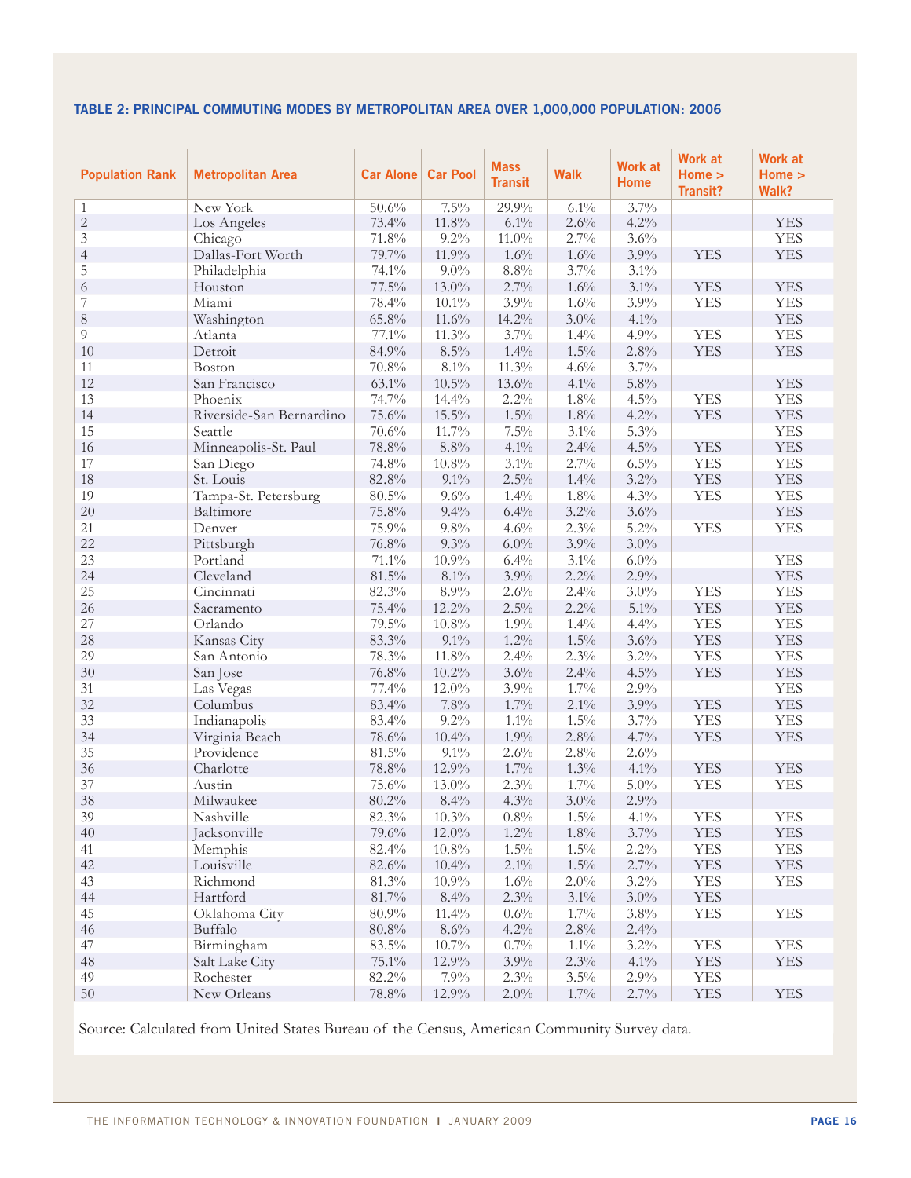### TABLE 2: PRINCIPAL COMMUTING MODES BY METROPOLITAN AREA OVER 1,000,000 POPULATION: 2006

| Population Rank | Metropolitan Area | Car Alone | Car Pool | Mass Transit | Walk | Work at Home | Work at Home > Transit? | Work at Home > Walk? |
|---|---|---|---|---|---|---|---|---|
| 1 | New York | 50.6% | 7.5% | 29.9% | 6.1% | 3.7% | | |
| 2 | Los Angeles | 73.4% | 11.8% | 6.1% | 2.6% | 4.2% | | YES |
| 3 | Chicago | 71.8% | 9.2% | 11.0% | 2.7% | 3.6% | | YES |
| 4 | Dallas-Fort Worth | 79.7% | 11.9% | 1.6% | 1.6% | 3.9% | YES | YES |
| 5 | Philadelphia | 74.1% | 9.0% | 8.8% | 3.7% | 3.1% | | |
| 6 | Houston | 77.5% | 13.0% | 2.7% | 1.6% | 3.1% | YES | YES |
| 7 | Miami | 78.4% | 10.1% | 3.9% | 1.6% | 3.9% | YES | YES |
| 8 | Washington | 65.8% | 11.6% | 14.2% | 3.0% | 4.1% | | YES |
| 9 | Atlanta | 77.1% | 11.3% | 3.7% | 1.4% | 4.9% | YES | YES |
| 10 | Detroit | 84.9% | 8.5% | 1.4% | 1.5% | 2.8% | YES | YES |
| 11 | Boston | 70.8% | 8.1% | 11.3% | 4.6% | 3.7% | | |
| 12 | San Francisco | 63.1% | 10.5% | 13.6% | 4.1% | 5.8% | | YES |
| 13 | Phoenix | 74.7% | 14.4% | 2.2% | 1.8% | 4.5% | YES | YES |
| 14 | Riverside-San Bernardino | 75.6% | 15.5% | 1.5% | 1.8% | 4.2% | YES | YES |
| 15 | Seattle | 70.6% | 11.7% | 7.5% | 3.1% | 5.3% | | YES |
| 16 | Minneapolis-St. Paul | 78.8% | 8.8% | 4.1% | 2.4% | 4.5% | YES | YES |
| 17 | San Diego | 74.8% | 10.8% | 3.1% | 2.7% | 6.5% | YES | YES |
| 18 | St. Louis | 82.8% | 9.1% | 2.5% | 1.4% | 3.2% | YES | YES |
| 19 | Tampa-St. Petersburg | 80.5% | 9.6% | 1.4% | 1.8% | 4.3% | YES | YES |
| 20 | Baltimore | 75.8% | 9.4% | 6.4% | 3.2% | 3.6% | | YES |
| 21 | Denver | 75.9% | 9.8% | 4.6% | 2.3% | 5.2% | YES | YES |
| 22 | Pittsburgh | 76.8% | 9.3% | 6.0% | 3.9% | 3.0% | | |
| 23 | Portland | 71.1% | 10.9% | 6.4% | 3.1% | 6.0% | | YES |
| 24 | Cleveland | 81.5% | 8.1% | 3.9% | 2.2% | 2.9% | | YES |
| 25 | Cincinnati | 82.3% | 8.9% | 2.6% | 2.4% | 3.0% | YES | YES |
| 26 | Sacramento | 75.4% | 12.2% | 2.5% | 2.2% | 5.1% | YES | YES |
| 27 | Orlando | 79.5% | 10.8% | 1.9% | 1.4% | 4.4% | YES | YES |
| 28 | Kansas City | 83.3% | 9.1% | 1.2% | 1.5% | 3.6% | YES | YES |
| 29 | San Antonio | 78.3% | 11.8% | 2.4% | 2.3% | 3.2% | YES | YES |
| 30 | San Jose | 76.8% | 10.2% | 3.6% | 2.4% | 4.5% | YES | YES |
| 31 | Las Vegas | 77.4% | 12.0% | 3.9% | 1.7% | 2.9% | | YES |
| 32 | Columbus | 83.4% | 7.8% | 1.7% | 2.1% | 3.9% | YES | YES |
| 33 | Indianapolis | 83.4% | 9.2% | 1.1% | 1.5% | 3.7% | YES | YES |
| 34 | Virginia Beach | 78.6% | 10.4% | 1.9% | 2.8% | 4.7% | YES | YES |
| 35 | Providence | 81.5% | 9.1% | 2.6% | 2.8% | 2.6% | | |
| 36 | Charlotte | 78.8% | 12.9% | 1.7% | 1.3% | 4.1% | YES | YES |
| 37 | Austin | 75.6% | 13.0% | 2.3% | 1.7% | 5.0% | YES | YES |
| 38 | Milwaukee | 80.2% | 8.4% | 4.3% | 3.0% | 2.9% | | |
| 39 | Nashville | 82.3% | 10.3% | 0.8% | 1.5% | 4.1% | YES | YES |
| 40 | Jacksonville | 79.6% | 12.0% | 1.2% | 1.8% | 3.7% | YES | YES |
| 41 | Memphis | 82.4% | 10.8% | 1.5% | 1.5% | 2.2% | YES | YES |
| 42 | Louisville | 82.6% | 10.4% | 2.1% | 1.5% | 2.7% | YES | YES |
| 43 | Richmond | 81.3% | 10.9% | 1.6% | 2.0% | 3.2% | YES | YES |
| 44 | Hartford | 81.7% | 8.4% | 2.3% | 3.1% | 3.0% | YES | |
| 45 | Oklahoma City | 80.9% | 11.4% | 0.6% | 1.7% | 3.8% | YES | YES |
| 46 | Buffalo | 80.8% | 8.6% | 4.2% | 2.8% | 2.4% | | |
| 47 | Birmingham | 83.5% | 10.7% | 0.7% | 1.1% | 3.2% | YES | YES |
| 48 | Salt Lake City | 75.1% | 12.9% | 3.9% | 2.3% | 4.1% | YES | YES |
| 49 | Rochester | 82.2% | 7.9% | 2.3% | 3.5% | 2.9% | YES | |
| 50 | New Orleans | 78.8% | 12.9% | 2.0% | 1.7% | 2.7% | YES | YES |

Source: Calculated from United States Bureau of the Census, American Community Survey data.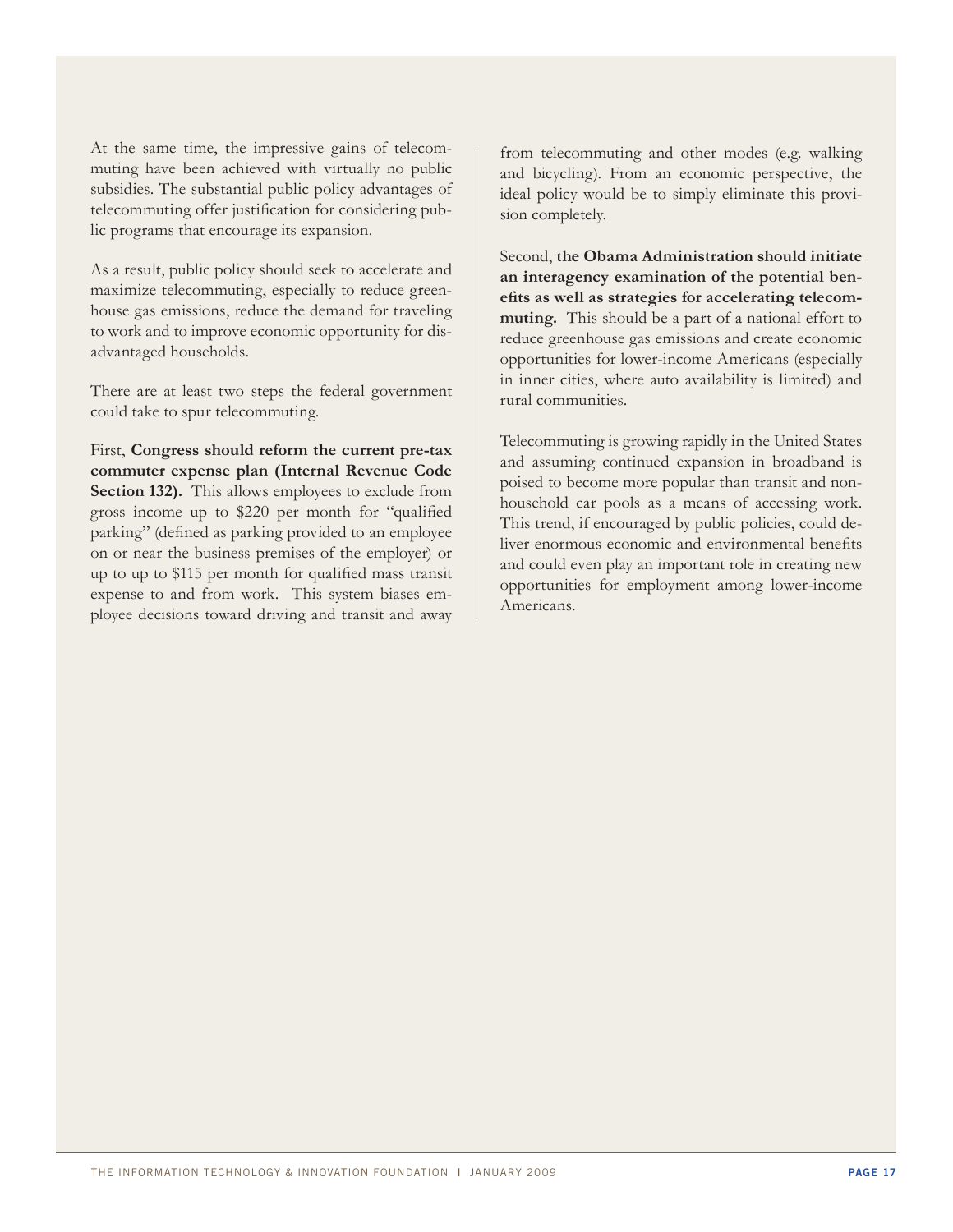At the same time, the impressive gains of telecommuting have been achieved with virtually no public subsidies. The substantial public policy advantages of telecommuting offer justification for considering public programs that encourage its expansion.

As a result, public policy should seek to accelerate and maximize telecommuting, especially to reduce greenhouse gas emissions, reduce the demand for traveling to work and to improve economic opportunity for disadvantaged households.

There are at least two steps the federal government could take to spur telecommuting.

First, **Congress should reform the current pre-tax commuter expense plan (Internal Revenue Code Section 132).** This allows employees to exclude from gross income up to $220 per month for "qualified parking" (defined as parking provided to an employee on or near the business premises of the employer) or up to up to $115 per month for qualified mass transit expense to and from work. This system biases employee decisions toward driving and transit and away from telecommuting and other modes (e.g. walking and bicycling). From an economic perspective, the ideal policy would be to simply eliminate this provision completely.

Second, **the Obama Administration should initiate an interagency examination of the potential benefits as well as strategies for accelerating telecommuting.** This should be a part of a national effort to reduce greenhouse gas emissions and create economic opportunities for lower-income Americans (especially in inner cities, where auto availability is limited) and rural communities.

Telecommuting is growing rapidly in the United States and assuming continued expansion in broadband is poised to become more popular than transit and non-household car pools as a means of accessing work. This trend, if encouraged by public policies, could deliver enormous economic and environmental benefits and could even play an important role in creating new opportunities for employment among lower-income Americans.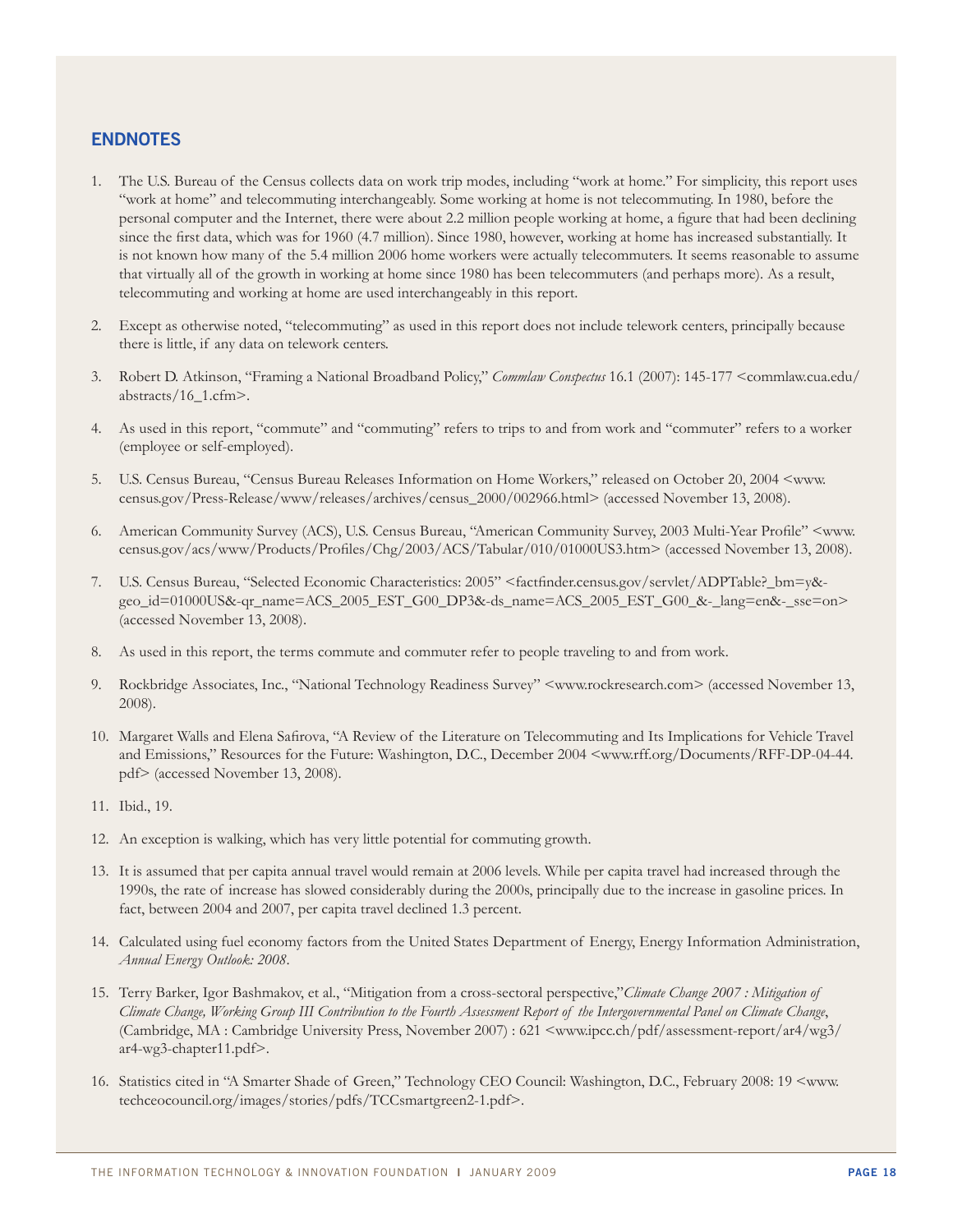## ENDNOTES

1. The U.S. Bureau of the Census collects data on work trip modes, including "work at home." For simplicity, this report uses "work at home" and telecommuting interchangeably. Some working at home is not telecommuting. In 1980, before the personal computer and the Internet, there were about 2.2 million people working at home, a figure that had been declining since the first data, which was for 1960 (4.7 million). Since 1980, however, working at home has increased substantially. It is not known how many of the 5.4 million 2006 home workers were actually telecommuters. It seems reasonable to assume that virtually all of the growth in working at home since 1980 has been telecommuters (and perhaps more). As a result, telecommuting and working at home are used interchangeably in this report.

2. Except as otherwise noted, "telecommuting" as used in this report does not include telework centers, principally because there is little, if any data on telework centers.

3. Robert D. Atkinson, "Framing a National Broadband Policy," *Commlaw Conspectus* 16.1 (2007): 145-177 <commlaw.cua.edu/abstracts/16_1.cfm>.

4. As used in this report, "commute" and "commuting" refers to trips to and from work and "commuter" refers to a worker (employee or self-employed).

5. U.S. Census Bureau, "Census Bureau Releases Information on Home Workers," released on October 20, 2004 <www.census.gov/Press-Release/www/releases/archives/census_2000/002966.html> (accessed November 13, 2008).

6. American Community Survey (ACS), U.S. Census Bureau, "American Community Survey, 2003 Multi-Year Profile" <www.census.gov/acs/www/Products/Profiles/Chg/2003/ACS/Tabular/010/01000US3.htm> (accessed November 13, 2008).

7. U.S. Census Bureau, "Selected Economic Characteristics: 2005" <factfinder.census.gov/servlet/ADPTable?_bm=y&-geo_id=01000US&-qr_name=ACS_2005_EST_G00_DP3&-ds_name=ACS_2005_EST_G00_&-_lang=en&-_sse=on> (accessed November 13, 2008).

8. As used in this report, the terms commute and commuter refer to people traveling to and from work.

9. Rockbridge Associates, Inc., "National Technology Readiness Survey" <www.rockresearch.com> (accessed November 13, 2008).

10. Margaret Walls and Elena Safirova, "A Review of the Literature on Telecommuting and Its Implications for Vehicle Travel and Emissions," Resources for the Future: Washington, D.C., December 2004 <www.rff.org/Documents/RFF-DP-04-44.pdf> (accessed November 13, 2008).

11. Ibid., 19.

12. An exception is walking, which has very little potential for commuting growth.

13. It is assumed that per capita annual travel would remain at 2006 levels. While per capita travel had increased through the 1990s, the rate of increase has slowed considerably during the 2000s, principally due to the increase in gasoline prices. In fact, between 2004 and 2007, per capita travel declined 1.3 percent.

14. Calculated using fuel economy factors from the United States Department of Energy, Energy Information Administration, *Annual Energy Outlook: 2008*.

15. Terry Barker, Igor Bashmakov, et al., "Mitigation from a cross-sectoral perspective,"*Climate Change 2007 : Mitigation of Climate Change, Working Group III Contribution to the Fourth Assessment Report of the Intergovernmental Panel on Climate Change*, (Cambridge, MA : Cambridge University Press, November 2007) : 621 <www.ipcc.ch/pdf/assessment-report/ar4/wg3/ar4-wg3-chapter11.pdf>.

16. Statistics cited in "A Smarter Shade of Green," Technology CEO Council: Washington, D.C., February 2008: 19 <www.techceocouncil.org/images/stories/pdfs/TCCsmartgreen2-1.pdf>.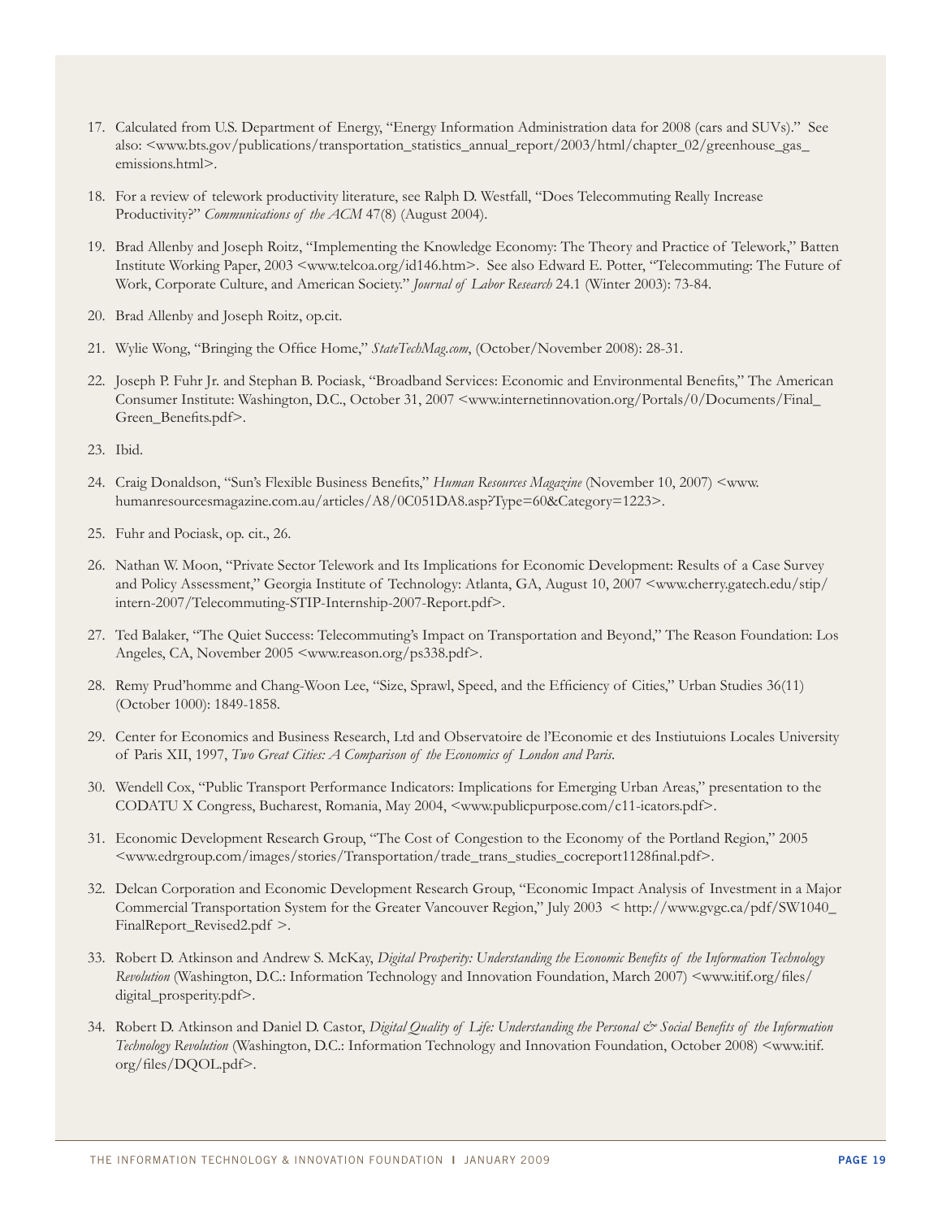17. Calculated from U.S. Department of Energy, "Energy Information Administration data for 2008 (cars and SUVs)." See also: <www.bts.gov/publications/transportation_statistics_annual_report/2003/html/chapter_02/greenhouse_gas_emissions.html>.

18. For a review of telework productivity literature, see Ralph D. Westfall, "Does Telecommuting Really Increase Productivity?" *Communications of the ACM* 47(8) (August 2004).

19. Brad Allenby and Joseph Roitz, "Implementing the Knowledge Economy: The Theory and Practice of Telework," Batten Institute Working Paper, 2003 <www.telcoa.org/id146.htm>. See also Edward E. Potter, "Telecommuting: The Future of Work, Corporate Culture, and American Society." *Journal of Labor Research* 24.1 (Winter 2003): 73-84.

20. Brad Allenby and Joseph Roitz, op.cit.

21. Wylie Wong, "Bringing the Office Home," *StateTechMag.com*, (October/November 2008): 28-31.

22. Joseph P. Fuhr Jr. and Stephan B. Pociask, "Broadband Services: Economic and Environmental Benefits," The American Consumer Institute: Washington, D.C., October 31, 2007 <www.internetinnovation.org/Portals/0/Documents/Final_Green_Benefits.pdf>.

23. Ibid.

24. Craig Donaldson, "Sun's Flexible Business Benefits," *Human Resources Magazine* (November 10, 2007) <www.humanresourcesmagazine.com.au/articles/A8/0C051DA8.asp?Type=60&Category=1223>.

25. Fuhr and Pociask, op. cit., 26.

26. Nathan W. Moon, "Private Sector Telework and Its Implications for Economic Development: Results of a Case Survey and Policy Assessment," Georgia Institute of Technology: Atlanta, GA, August 10, 2007 <www.cherry.gatech.edu/stip/intern-2007/Telecommuting-STIP-Internship-2007-Report.pdf>.

27. Ted Balaker, "The Quiet Success: Telecommuting's Impact on Transportation and Beyond," The Reason Foundation: Los Angeles, CA, November 2005 <www.reason.org/ps338.pdf>.

28. Remy Prud'homme and Chang-Woon Lee, "Size, Sprawl, Speed, and the Efficiency of Cities," Urban Studies 36(11) (October 1000): 1849-1858.

29. Center for Economics and Business Research, Ltd and Observatoire de l'Economie et des Instiutuions Locales University of Paris XII, 1997, *Two Great Cities: A Comparison of the Economics of London and Paris.*

30. Wendell Cox, "Public Transport Performance Indicators: Implications for Emerging Urban Areas," presentation to the CODATU X Congress, Bucharest, Romania, May 2004, <www.publicpurpose.com/c11-icators.pdf>.

31. Economic Development Research Group, "The Cost of Congestion to the Economy of the Portland Region," 2005 <www.edrgroup.com/images/stories/Transportation/trade_trans_studies_cocreport1128final.pdf>.

32. Delcan Corporation and Economic Development Research Group, "Economic Impact Analysis of Investment in a Major Commercial Transportation System for the Greater Vancouver Region," July 2003 < http://www.gvgc.ca/pdf/SW1040_FinalReport_Revised2.pdf >.

33. Robert D. Atkinson and Andrew S. McKay, *Digital Prosperity: Understanding the Economic Benefits of the Information Technology Revolution* (Washington, D.C.: Information Technology and Innovation Foundation, March 2007) <www.itif.org/files/digital_prosperity.pdf>.

34. Robert D. Atkinson and Daniel D. Castor, *Digital Quality of Life: Understanding the Personal & Social Benefits of the Information Technology Revolution* (Washington, D.C.: Information Technology and Innovation Foundation, October 2008) <www.itif.org/files/DQOL.pdf>.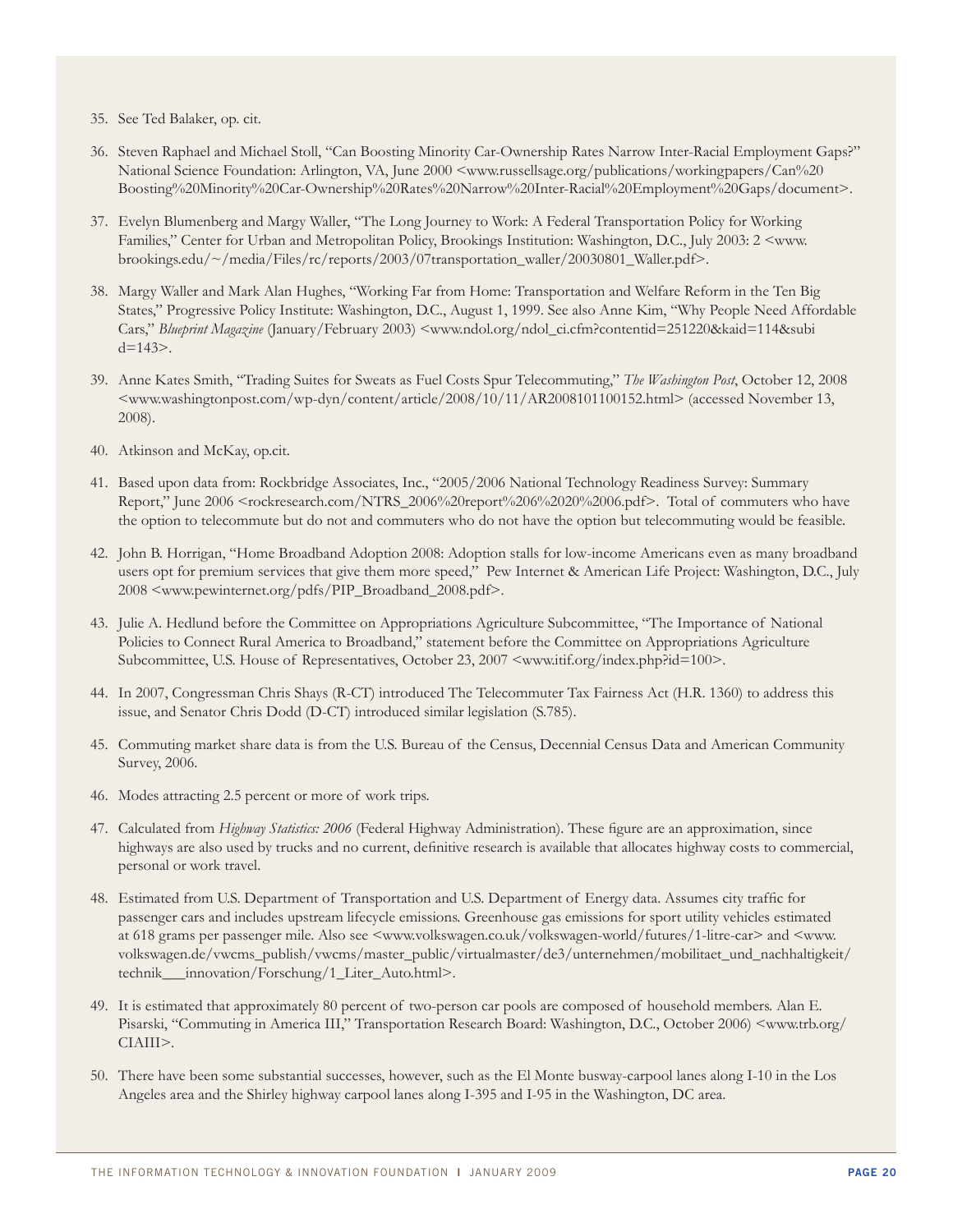35. See Ted Balaker, op. cit.

36. Steven Raphael and Michael Stoll, "Can Boosting Minority Car-Ownership Rates Narrow Inter-Racial Employment Gaps?" National Science Foundation: Arlington, VA, June 2000 <www.russellsage.org/publications/workingpapers/Can%20 Boosting%20Minority%20Car-Ownership%20Rates%20Narrow%20Inter-Racial%20Employment%20Gaps/document>.

37. Evelyn Blumenberg and Margy Waller, "The Long Journey to Work: A Federal Transportation Policy for Working Families," Center for Urban and Metropolitan Policy, Brookings Institution: Washington, D.C., July 2003: 2 <www. brookings.edu/~/media/Files/rc/reports/2003/07transportation_waller/20030801_Waller.pdf>.

38. Margy Waller and Mark Alan Hughes, "Working Far from Home: Transportation and Welfare Reform in the Ten Big States," Progressive Policy Institute: Washington, D.C., August 1, 1999. See also Anne Kim, "Why People Need Affordable Cars," *Blueprint Magazine* (January/February 2003) <www.ndol.org/ndol_ci.cfm?contentid=251220&kaid=114&subi d=143>.

39. Anne Kates Smith, "Trading Suites for Sweats as Fuel Costs Spur Telecommuting," *The Washington Post*, October 12, 2008 <www.washingtonpost.com/wp-dyn/content/article/2008/10/11/AR2008101100152.html> (accessed November 13, 2008).

40. Atkinson and McKay, op.cit.

41. Based upon data from: Rockbridge Associates, Inc., "2005/2006 National Technology Readiness Survey: Summary Report," June 2006 <rockresearch.com/NTRS_2006%20report%206%2020%2006.pdf>. Total of commuters who have the option to telecommute but do not and commuters who do not have the option but telecommuting would be feasible.

42. John B. Horrigan, "Home Broadband Adoption 2008: Adoption stalls for low-income Americans even as many broadband users opt for premium services that give them more speed," Pew Internet & American Life Project: Washington, D.C., July 2008 <www.pewinternet.org/pdfs/PIP_Broadband_2008.pdf>.

43. Julie A. Hedlund before the Committee on Appropriations Agriculture Subcommittee, "The Importance of National Policies to Connect Rural America to Broadband," statement before the Committee on Appropriations Agriculture Subcommittee, U.S. House of Representatives, October 23, 2007 <www.itif.org/index.php?id=100>.

44. In 2007, Congressman Chris Shays (R-CT) introduced The Telecommuter Tax Fairness Act (H.R. 1360) to address this issue, and Senator Chris Dodd (D-CT) introduced similar legislation (S.785).

45. Commuting market share data is from the U.S. Bureau of the Census, Decennial Census Data and American Community Survey, 2006.

46. Modes attracting 2.5 percent or more of work trips.

47. Calculated from *Highway Statistics: 2006* (Federal Highway Administration). These figure are an approximation, since highways are also used by trucks and no current, definitive research is available that allocates highway costs to commercial, personal or work travel.

48. Estimated from U.S. Department of Transportation and U.S. Department of Energy data. Assumes city traffic for passenger cars and includes upstream lifecycle emissions. Greenhouse gas emissions for sport utility vehicles estimated at 618 grams per passenger mile. Also see <www.volkswagen.co.uk/volkswagen-world/futures/1-litre-car> and <www. volkswagen.de/vwcms_publish/vwcms/master_public/virtualmaster/de3/unternehmen/mobilitaet_und_nachhaltigkeit/ technik___innovation/Forschung/1_Liter_Auto.html>.

49. It is estimated that approximately 80 percent of two-person car pools are composed of household members. Alan E. Pisarski, "Commuting in America III," Transportation Research Board: Washington, D.C., October 2006) <www.trb.org/ CIAIII>.

50. There have been some substantial successes, however, such as the El Monte busway-carpool lanes along I-10 in the Los Angeles area and the Shirley highway carpool lanes along I-395 and I-95 in the Washington, DC area.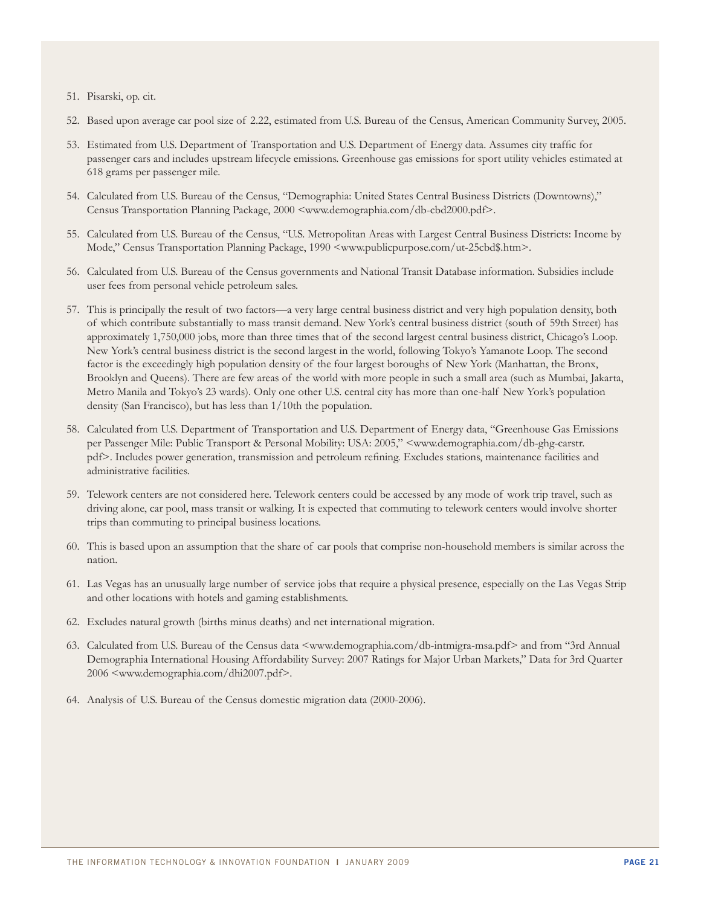51. Pisarski, op. cit.

52. Based upon average car pool size of 2.22, estimated from U.S. Bureau of the Census, American Community Survey, 2005.

53. Estimated from U.S. Department of Transportation and U.S. Department of Energy data. Assumes city traffic for passenger cars and includes upstream lifecycle emissions. Greenhouse gas emissions for sport utility vehicles estimated at 618 grams per passenger mile.

54. Calculated from U.S. Bureau of the Census, "Demographia: United States Central Business Districts (Downtowns)," Census Transportation Planning Package, 2000 <www.demographia.com/db-cbd2000.pdf>.

55. Calculated from U.S. Bureau of the Census, "U.S. Metropolitan Areas with Largest Central Business Districts: Income by Mode," Census Transportation Planning Package, 1990 <www.publicpurpose.com/ut-25cbd$.htm>.

56. Calculated from U.S. Bureau of the Census governments and National Transit Database information. Subsidies include user fees from personal vehicle petroleum sales.

57. This is principally the result of two factors—a very large central business district and very high population density, both of which contribute substantially to mass transit demand. New York's central business district (south of 59th Street) has approximately 1,750,000 jobs, more than three times that of the second largest central business district, Chicago's Loop. New York's central business district is the second largest in the world, following Tokyo's Yamanote Loop. The second factor is the exceedingly high population density of the four largest boroughs of New York (Manhattan, the Bronx, Brooklyn and Queens). There are few areas of the world with more people in such a small area (such as Mumbai, Jakarta, Metro Manila and Tokyo's 23 wards). Only one other U.S. central city has more than one-half New York's population density (San Francisco), but has less than 1/10th the population.

58. Calculated from U.S. Department of Transportation and U.S. Department of Energy data, "Greenhouse Gas Emissions per Passenger Mile: Public Transport & Personal Mobility: USA: 2005," <www.demographia.com/db-ghg-carstr.pdf>. Includes power generation, transmission and petroleum refining. Excludes stations, maintenance facilities and administrative facilities.

59. Telework centers are not considered here. Telework centers could be accessed by any mode of work trip travel, such as driving alone, car pool, mass transit or walking. It is expected that commuting to telework centers would involve shorter trips than commuting to principal business locations.

60. This is based upon an assumption that the share of car pools that comprise non-household members is similar across the nation.

61. Las Vegas has an unusually large number of service jobs that require a physical presence, especially on the Las Vegas Strip and other locations with hotels and gaming establishments.

62. Excludes natural growth (births minus deaths) and net international migration.

63. Calculated from U.S. Bureau of the Census data <www.demographia.com/db-intmigra-msa.pdf> and from "3rd Annual Demographia International Housing Affordability Survey: 2007 Ratings for Major Urban Markets," Data for 3rd Quarter 2006 <www.demographia.com/dhi2007.pdf>.

64. Analysis of U.S. Bureau of the Census domestic migration data (2000-2006).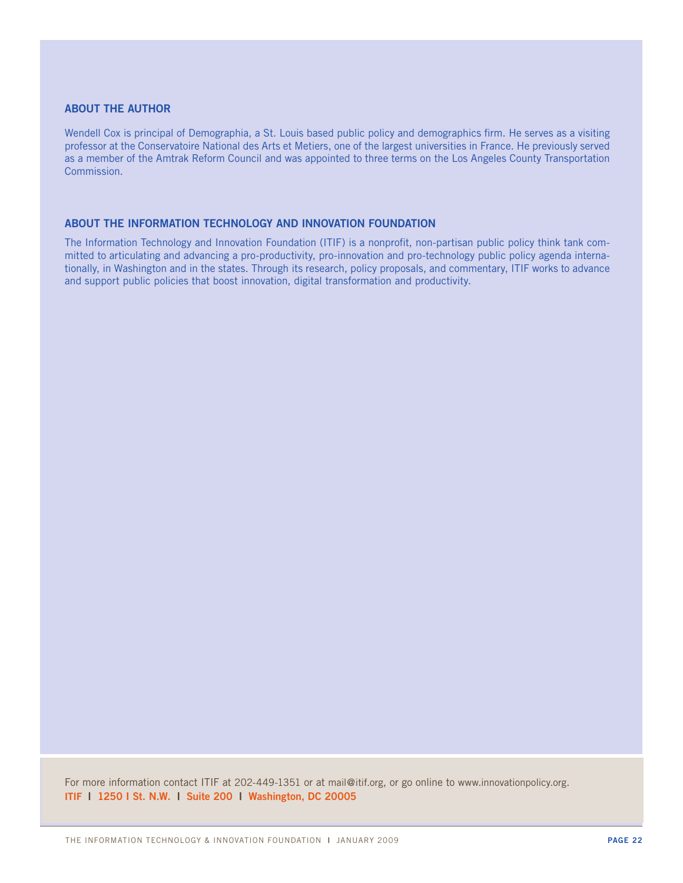## ABOUT THE AUTHOR

Wendell Cox is principal of Demographia, a St. Louis based public policy and demographics firm. He serves as a visiting professor at the Conservatoire National des Arts et Metiers, one of the largest universities in France. He previously served as a member of the Amtrak Reform Council and was appointed to three terms on the Los Angeles County Transportation Commission.

## ABOUT THE INFORMATION TECHNOLOGY AND INNOVATION FOUNDATION

The Information Technology and Innovation Foundation (ITIF) is a nonprofit, non-partisan public policy think tank committed to articulating and advancing a pro-productivity, pro-innovation and pro-technology public policy agenda internationally, in Washington and in the states. Through its research, policy proposals, and commentary, ITIF works to advance and support public policies that boost innovation, digital transformation and productivity.

For more information contact ITIF at 202-449-1351 or at mail@itif.org, or go online to www.innovationpolicy.org.

**ITIF | 1250 I St. N.W. | Suite 200 | Washington, DC 20005**